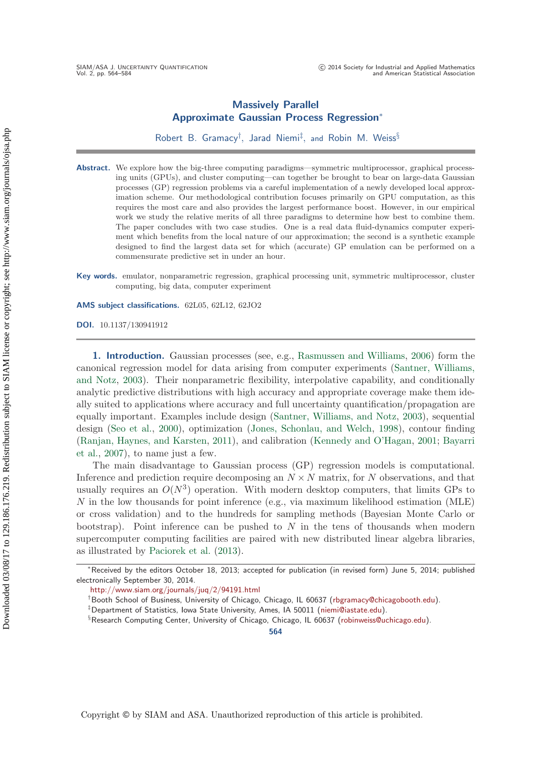# Massively Parallel Approximate Gaussian Process Regression*

Robert B. Gramacy[†], Jarad Niemi[‡], and Robin M. Weiss[§]

**Abstract.** We explore how the big-three computing paradigms—symmetric multiprocessor, graphical processing units (GPUs), and cluster computing—can together be brought to bear on large-data Gaussian processes (GP) regression problems via a careful implementation of a newly developed local approximation scheme. Our methodological contribution focuses primarily on GPU computation, as this requires the most care and also provides the largest performance boost. However, in our empirical work we study the relative merits of all three paradigms to determine how best to combine them. The paper concludes with two case studies. One is a real data fluid-dynamics computer experiment which benefits from the local nature of our approximation; the second is a synthetic example designed to find the largest data set for which (accurate) GP emulation can be performed on a commensurate predictive set in under an hour.

**Key words.** emulator, nonparametric regression, graphical processing unit, symmetric multiprocessor, cluster computing, big data, computer experiment

**AMS subject classifications.** 62L05, 62L12, 62JO2

**DOI.** 10.1137/130941912

## 1. Introduction.

Gaussian processes (see, e.g., Rasmussen and Williams, 2006) form the canonical regression model for data arising from computer experiments (Santner, Williams, and Notz, 2003). Their nonparametric flexibility, interpolative capability, and conditionally analytic predictive distributions with high accuracy and appropriate coverage make them ideally suited to applications where accuracy and full uncertainty quantification/propagation are equally important. Examples include design (Santner, Williams, and Notz, 2003), sequential design (Seo et al., 2000), optimization (Jones, Schonlau, and Welch, 1998), contour finding (Ranjan, Haynes, and Karsten, 2011), and calibration (Kennedy and O'Hagan, 2001; Bayarri et al., 2007), to name just a few.

The main disadvantage to Gaussian process (GP) regression models is computational. Inference and prediction require decomposing an $N \times N$ matrix, for $N$ observations, and that usually requires an $O(N^3)$ operation. With modern desktop computers, that limits GPs to $N$ in the low thousands for point inference (e.g., via maximum likelihood estimation (MLE) or cross validation) and to the hundreds for sampling methods (Bayesian Monte Carlo or bootstrap). Point inference can be pushed to $N$ in the tens of thousands when modern supercomputer computing facilities are paired with new distributed linear algebra libraries, as illustrated by Paciorek et al. (2013).

---

*Received by the editors October 18, 2013; accepted for publication (in revised form) June 5, 2014; published electronically September 30, 2014.
http://www.siam.org/journals/juq/2/94191.html

[†]Booth School of Business, University of Chicago, Chicago, IL 60637 (rbgramacy@chicagobooth.edu).

[‡]Department of Statistics, Iowa State University, Ames, IA 50011 (niemi@iastate.edu).

[§]Research Computing Center, University of Chicago, Chicago, IL 60637 (robinweiss@uchicago.edu).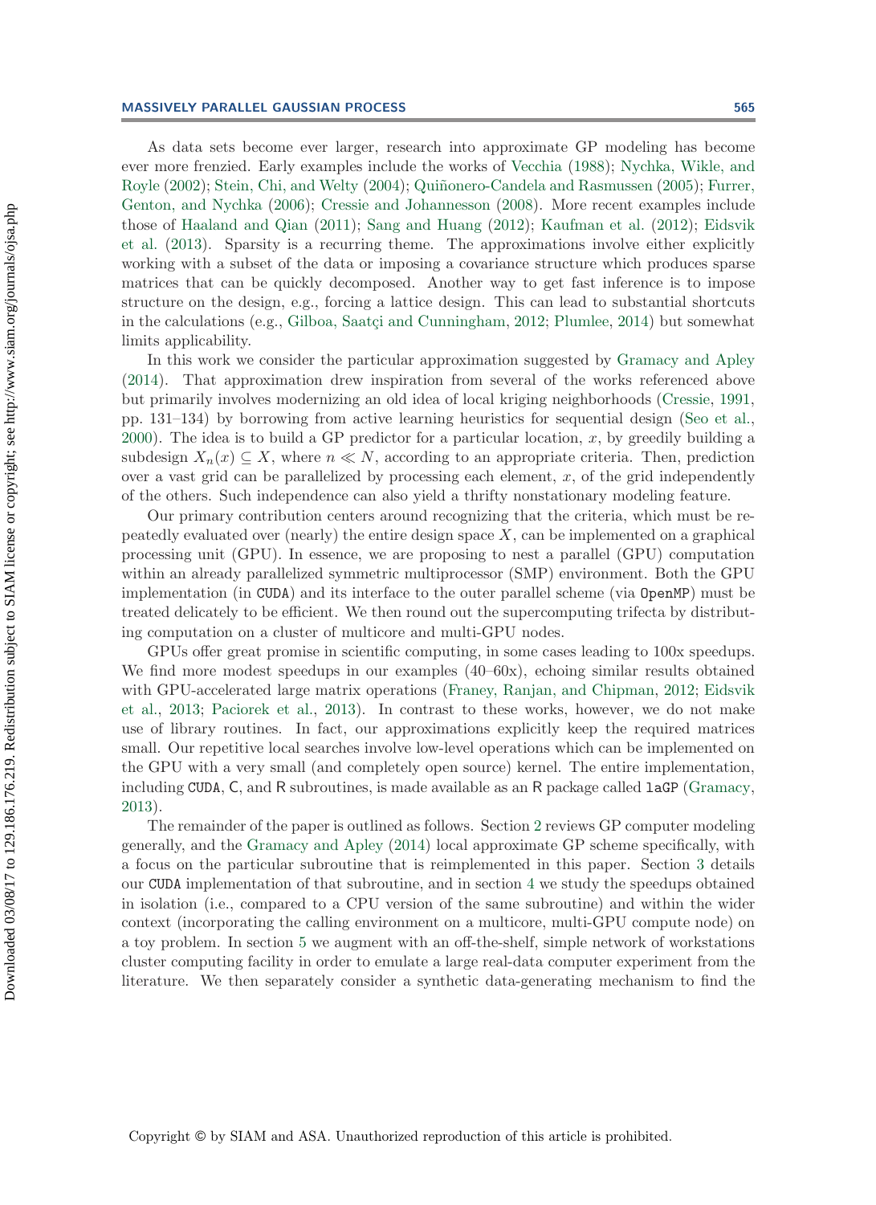As data sets become ever larger, research into approximate GP modeling has become ever more frenzied. Early examples include the works of Vecchia (1988); Nychka, Wikle, and Royle (2002); Stein, Chi, and Welty (2004); Quiñonero-Candela and Rasmussen (2005); Furrer, Genton, and Nychka (2006); Cressie and Johannesson (2008). More recent examples include those of Haaland and Qian (2011); Sang and Huang (2012); Kaufman et al. (2012); Eidsvik et al. (2013). Sparsity is a recurring theme. The approximations involve either explicitly working with a subset of the data or imposing a covariance structure which produces sparse matrices that can be quickly decomposed. Another way to get fast inference is to impose structure on the design, e.g., forcing a lattice design. This can lead to substantial shortcuts in the calculations (e.g., Gilboa, Saatçi and Cunningham, 2012; Plumlee, 2014) but somewhat limits applicability.

In this work we consider the particular approximation suggested by Gramacy and Apley (2014). That approximation drew inspiration from several of the works referenced above but primarily involves modernizing an old idea of local kriging neighborhoods (Cressie, 1991, pp. 131–134) by borrowing from active learning heuristics for sequential design (Seo et al., 2000). The idea is to build a GP predictor for a particular location, $x$, by greedily building a subdesign $X_n(x) \subseteq X$, where $n \ll N$, according to an appropriate criteria. Then, prediction over a vast grid can be parallelized by processing each element, $x$, of the grid independently of the others. Such independence can also yield a thrifty nonstationary modeling feature.

Our primary contribution centers around recognizing that the criteria, which must be repeatedly evaluated over (nearly) the entire design space $X$, can be implemented on a graphical processing unit (GPU). In essence, we are proposing to nest a parallel (GPU) computation within an already parallelized symmetric multiprocessor (SMP) environment. Both the GPU implementation (in `CUDA`) and its interface to the outer parallel scheme (via `OpenMP`) must be treated delicately to be efficient. We then round out the supercomputing trifecta by distributing computation on a cluster of multicore and multi-GPU nodes.

GPUs offer great promise in scientific computing, in some cases leading to 100x speedups. We find more modest speedups in our examples (40–60x), echoing similar results obtained with GPU-accelerated large matrix operations (Franey, Ranjan, and Chipman, 2012; Eidsvik et al., 2013; Paciorek et al., 2013). In contrast to these works, however, we do not make use of library routines. In fact, our approximations explicitly keep the required matrices small. Our repetitive local searches involve low-level operations which can be implemented on the GPU with a very small (and completely open source) kernel. The entire implementation, including `CUDA`, C, and R subroutines, is made available as an R package called `laGP` (Gramacy, 2013).

The remainder of the paper is outlined as follows. Section 2 reviews GP computer modeling generally, and the Gramacy and Apley (2014) local approximate GP scheme specifically, with a focus on the particular subroutine that is reimplemented in this paper. Section 3 details our `CUDA` implementation of that subroutine, and in section 4 we study the speedups obtained in isolation (i.e., compared to a CPU version of the same subroutine) and within the wider context (incorporating the calling environment on a multicore, multi-GPU compute node) on a toy problem. In section 5 we augment with an off-the-shelf, simple network of workstations cluster computing facility in order to emulate a large real-data computer experiment from the literature. We then separately consider a synthetic data-generating mechanism to find the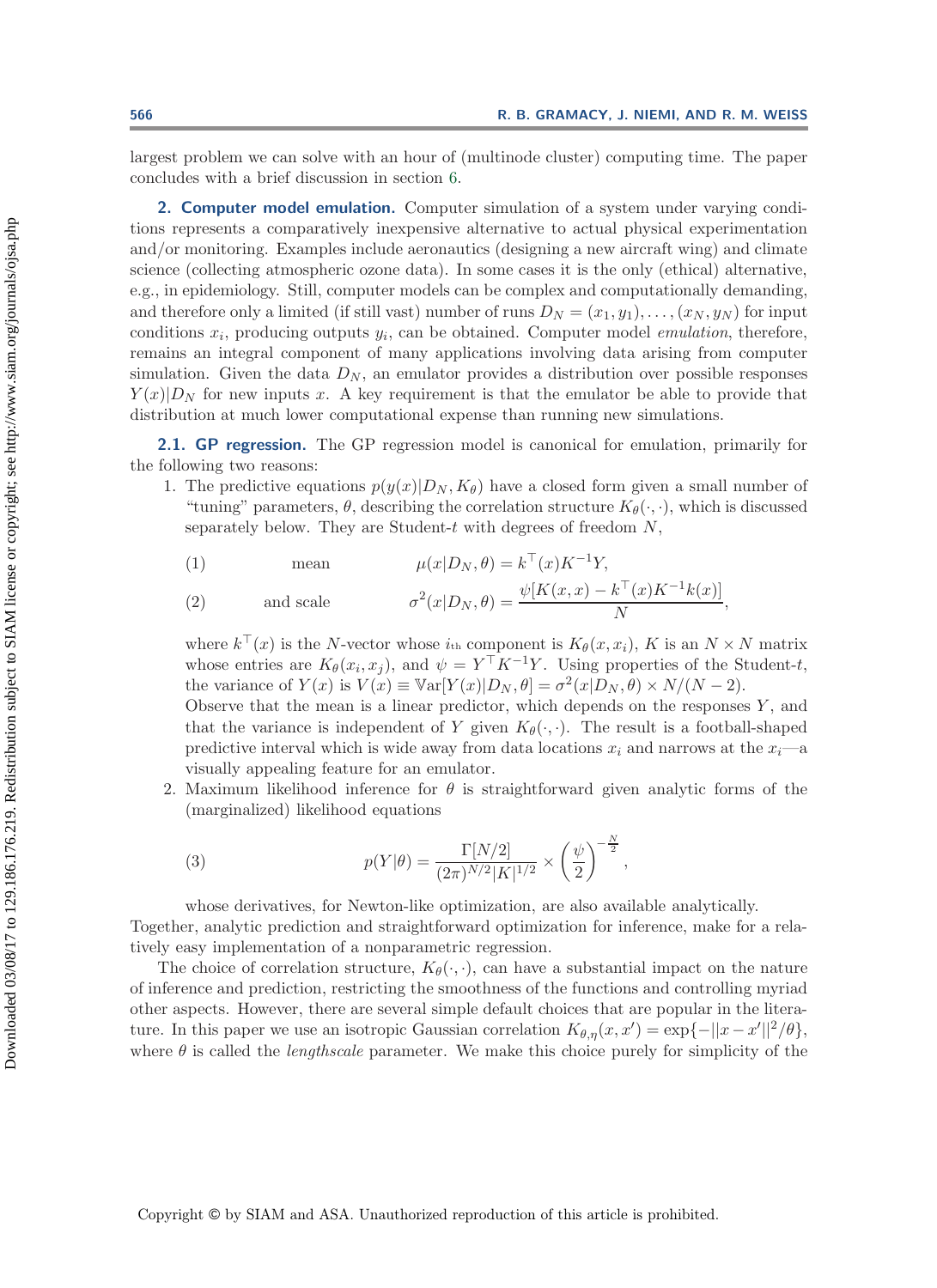largest problem we can solve with an hour of (multinode cluster) computing time. The paper concludes with a brief discussion in section 6.

## 2. Computer model emulation.

Computer simulation of a system under varying conditions represents a comparatively inexpensive alternative to actual physical experimentation and/or monitoring. Examples include aeronautics (designing a new aircraft wing) and climate science (collecting atmospheric ozone data). In some cases it is the only (ethical) alternative, e.g., in epidemiology. Still, computer models can be complex and computationally demanding, and therefore only a limited (if still vast) number of runs $D_N = (x_1, y_1), \ldots, (x_N, y_N)$ for input conditions $x_i$, producing outputs $y_i$, can be obtained. Computer model *emulation*, therefore, remains an integral component of many applications involving data arising from computer simulation. Given the data $D_N$, an emulator provides a distribution over possible responses $Y(x)|D_N$ for new inputs $x$. A key requirement is that the emulator be able to provide that distribution at much lower computational expense than running new simulations.

### 2.1. GP regression.

The GP regression model is canonical for emulation, primarily for the following two reasons:

1. The predictive equations $p(y(x)|D_N, K_\theta)$ have a closed form given a small number of "tuning" parameters, $\theta$, describing the correlation structure $K_\theta(\cdot,\cdot)$, which is discussed separately below. They are Student-$t$ with degrees of freedom $N$,

$$\text{(1)} \qquad \text{mean} \qquad \mu(x|D_N, \theta) = k^\top(x) K^{-1} Y,$$

$$\text{(2)} \qquad \text{and scale} \qquad \sigma^2(x|D_N, \theta) = \frac{\psi[K(x,x) - k^\top(x) K^{-1} k(x)]}{N},$$

   where $k^\top(x)$ is the $N$-vector whose $i_{\text{th}}$ component is $K_\theta(x, x_i)$, $K$ is an $N \times N$ matrix whose entries are $K_\theta(x_i, x_j)$, and $\psi = Y^\top K^{-1} Y$. Using properties of the Student-$t$, the variance of $Y(x)$ is $V(x) \equiv \mathbb{V}\text{ar}[Y(x)|D_N, \theta] = \sigma^2(x|D_N, \theta) \times N/(N-2)$.
   Observe that the mean is a linear predictor, which depends on the responses $Y$, and that the variance is independent of $Y$ given $K_\theta(\cdot,\cdot)$. The result is a football-shaped predictive interval which is wide away from data locations $x_i$ and narrows at the $x_i$—a visually appealing feature for an emulator.
2. Maximum likelihood inference for $\theta$ is straightforward given analytic forms of the (marginalized) likelihood equations

$$\text{(3)} \qquad p(Y|\theta) = \frac{\Gamma[N/2]}{(2\pi)^{N/2} |K|^{1/2}} \times \left(\frac{\psi}{2}\right)^{-\frac{N}{2}},$$

   whose derivatives, for Newton-like optimization, are also available analytically.

Together, analytic prediction and straightforward optimization for inference, make for a relatively easy implementation of a nonparametric regression.

The choice of correlation structure, $K_\theta(\cdot,\cdot)$, can have a substantial impact on the nature of inference and prediction, restricting the smoothness of the functions and controlling myriad other aspects. However, there are several simple default choices that are popular in the literature. In this paper we use an isotropic Gaussian correlation $K_{\theta,\eta}(x, x') = \exp\{-||x - x'||^2/\theta\}$, where $\theta$ is called the *lengthscale* parameter. We make this choice purely for simplicity of the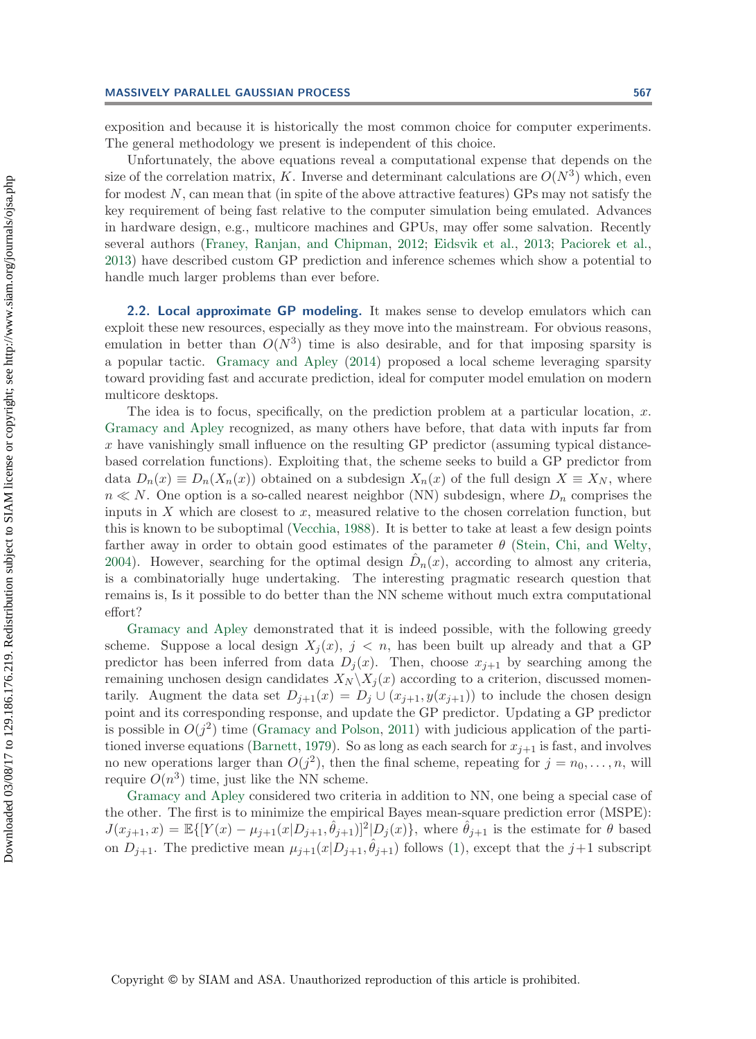exposition and because it is historically the most common choice for computer experiments. The general methodology we present is independent of this choice.

Unfortunately, the above equations reveal a computational expense that depends on the size of the correlation matrix, $K$. Inverse and determinant calculations are $O(N^3)$ which, even for modest $N$, can mean that (in spite of the above attractive features) GPs may not satisfy the key requirement of being fast relative to the computer simulation being emulated. Advances in hardware design, e.g., multicore machines and GPUs, may offer some salvation. Recently several authors (Franey, Ranjan, and Chipman, 2012; Eidsvik et al., 2013; Paciorek et al., 2013) have described custom GP prediction and inference schemes which show a potential to handle much larger problems than ever before.

## 2.2. Local approximate GP modeling.

It makes sense to develop emulators which can exploit these new resources, especially as they move into the mainstream. For obvious reasons, emulation in better than $O(N^3)$ time is also desirable, and for that imposing sparsity is a popular tactic. Gramacy and Apley (2014) proposed a local scheme leveraging sparsity toward providing fast and accurate prediction, ideal for computer model emulation on modern multicore desktops.

The idea is to focus, specifically, on the prediction problem at a particular location, $x$. Gramacy and Apley recognized, as many others have before, that data with inputs far from $x$ have vanishingly small influence on the resulting GP predictor (assuming typical distance-based correlation functions). Exploiting that, the scheme seeks to build a GP predictor from data $D_n(x) \equiv D_n(X_n(x))$ obtained on a subdesign $X_n(x)$ of the full design $X \equiv X_N$, where $n \ll N$. One option is a so-called nearest neighbor (NN) subdesign, where $D_n$ comprises the inputs in $X$ which are closest to $x$, measured relative to the chosen correlation function, but this is known to be suboptimal (Vecchia, 1988). It is better to take at least a few design points farther away in order to obtain good estimates of the parameter $\theta$ (Stein, Chi, and Welty, 2004). However, searching for the optimal design $\hat{D}_n(x)$, according to almost any criteria, is a combinatorially huge undertaking. The interesting pragmatic research question that remains is, Is it possible to do better than the NN scheme without much extra computational effort?

Gramacy and Apley demonstrated that it is indeed possible, with the following greedy scheme. Suppose a local design $X_j(x)$, $j < n$, has been built up already and that a GP predictor has been inferred from data $D_j(x)$. Then, choose $x_{j+1}$ by searching among the remaining unchosen design candidates $X_N \backslash X_j(x)$ according to a criterion, discussed momentarily. Augment the data set $D_{j+1}(x) = D_j \cup (x_{j+1}, y(x_{j+1}))$ to include the chosen design point and its corresponding response, and update the GP predictor. Updating a GP predictor is possible in $O(j^2)$ time (Gramacy and Polson, 2011) with judicious application of the partitioned inverse equations (Barnett, 1979). So as long as each search for $x_{j+1}$ is fast, and involves no new operations larger than $O(j^2)$, then the final scheme, repeating for $j = n_0, \ldots, n$, will require $O(n^3)$ time, just like the NN scheme.

Gramacy and Apley considered two criteria in addition to NN, one being a special case of the other. The first is to minimize the empirical Bayes mean-square prediction error (MSPE): $J(x_{j+1}, x) = \mathbb{E}\{[Y(x) - \mu_{j+1}(x|D_{j+1}, \hat{\theta}_{j+1})]^2 | D_j(x)\}$, where $\hat{\theta}_{j+1}$ is the estimate for $\theta$ based on $D_{j+1}$. The predictive mean $\mu_{j+1}(x|D_{j+1}, \hat{\theta}_{j+1})$ follows (1), except that the $j+1$ subscript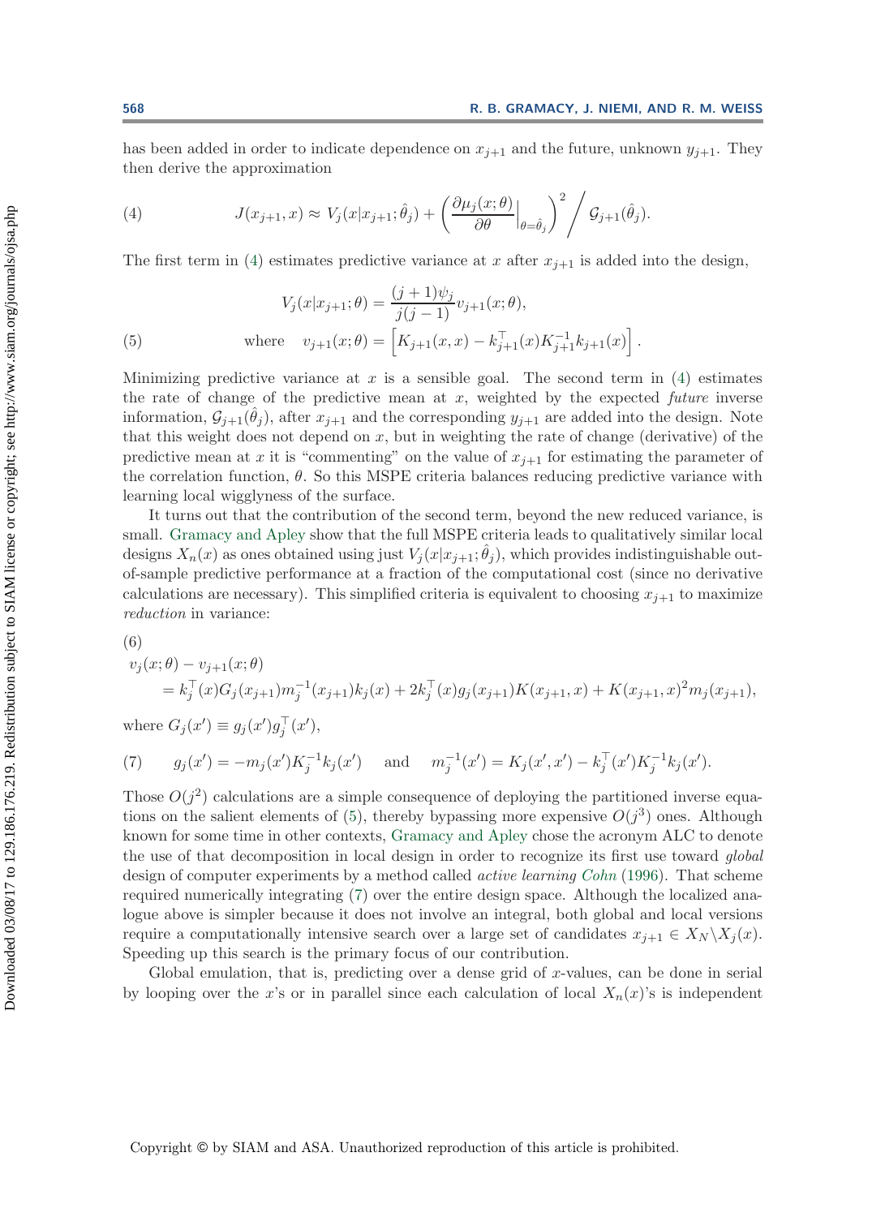has been added in order to indicate dependence on $x_{j+1}$ and the future, unknown $y_{j+1}$. They then derive the approximation

$$J(x_{j+1}, x) \approx V_j(x|x_{j+1}; \hat{\theta}_j) + \left( \frac{\partial \mu_j(x;\theta)}{\partial \theta}\Big|_{\theta=\hat{\theta}_j} \right)^2 \Big/ \, \mathcal{G}_{j+1}(\hat{\theta}_j). \tag{4}$$

The first term in (4) estimates predictive variance at $x$ after $x_{j+1}$ is added into the design,

$$V_j(x|x_{j+1};\theta) = \frac{(j+1)\psi_j}{j(j-1)} v_{j+1}(x;\theta),$$
$$\text{where} \quad v_{j+1}(x;\theta) = \left[ K_{j+1}(x,x) - k_{j+1}^\top(x) K_{j+1}^{-1} k_{j+1}(x) \right]. \tag{5}$$

Minimizing predictive variance at $x$ is a sensible goal. The second term in (4) estimates the rate of change of the predictive mean at $x$, weighted by the expected *future* inverse information, $\mathcal{G}_{j+1}(\hat{\theta}_j)$, after $x_{j+1}$ and the corresponding $y_{j+1}$ are added into the design. Note that this weight does not depend on $x$, but in weighting the rate of change (derivative) of the predictive mean at $x$ it is "commenting" on the value of $x_{j+1}$ for estimating the parameter of the correlation function, $\theta$. So this MSPE criteria balances reducing predictive variance with learning local wigglyness of the surface.

It turns out that the contribution of the second term, beyond the new reduced variance, is small. Gramacy and Apley show that the full MSPE criteria leads to qualitatively similar local designs $X_n(x)$ as ones obtained using just $V_j(x|x_{j+1}; \hat{\theta}_j)$, which provides indistinguishable out-of-sample predictive performance at a fraction of the computational cost (since no derivative calculations are necessary). This simplified criteria is equivalent to choosing $x_{j+1}$ to maximize *reduction* in variance:

$$\begin{aligned} &v_j(x;\theta) - v_{j+1}(x;\theta) \\ &\quad = k_j^\top(x) G_j(x_{j+1}) m_j^{-1}(x_{j+1}) k_j(x) + 2k_j^\top(x) g_j(x_{j+1}) K(x_{j+1}, x) + K(x_{j+1}, x)^2 m_j(x_{j+1}), \end{aligned} \tag{6}$$

where $G_j(x') \equiv g_j(x') g_j^\top(x')$,

$$g_j(x') = -m_j(x') K_j^{-1} k_j(x') \quad \text{and} \quad m_j^{-1}(x') = K_j(x', x') - k_j^\top(x') K_j^{-1} k_j(x'). \tag{7}$$

Those $O(j^2)$ calculations are a simple consequence of deploying the partitioned inverse equations on the salient elements of (5), thereby bypassing more expensive $O(j^3)$ ones. Although known for some time in other contexts, Gramacy and Apley chose the acronym ALC to denote the use of that decomposition in local design in order to recognize its first use toward *global* design of computer experiments by a method called *active learning Cohn* (1996). That scheme required numerically integrating (7) over the entire design space. Although the localized analogue above is simpler because it does not involve an integral, both global and local versions require a computationally intensive search over a large set of candidates $x_{j+1} \in X_N \backslash X_j(x)$. Speeding up this search is the primary focus of our contribution.

Global emulation, that is, predicting over a dense grid of $x$-values, can be done in serial by looping over the $x$'s or in parallel since each calculation of local $X_n(x)$'s is independent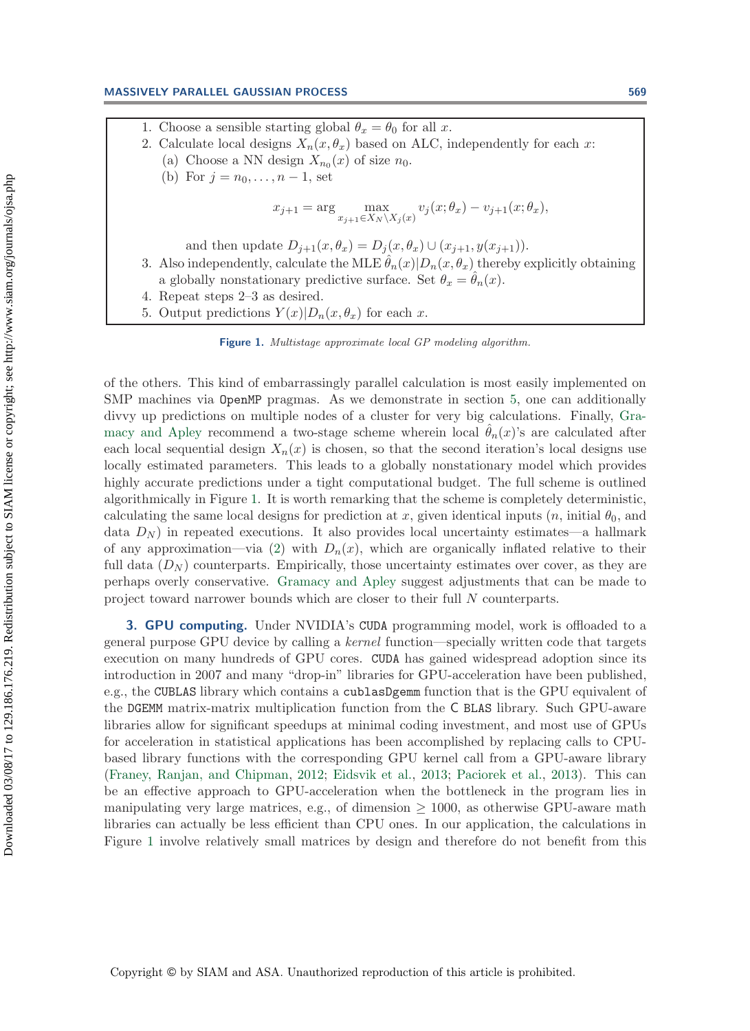1. Choose a sensible starting global $\theta_x = \theta_0$ for all $x$.
2. Calculate local designs $X_n(x, \theta_x)$ based on ALC, independently for each $x$:
   (a) Choose a NN design $X_{n_0}(x)$ of size $n_0$.
   (b) For $j = n_0, \ldots, n-1$, set

$$x_{j+1} = \arg \max_{x_{j+1} \in X_N \setminus X_j(x)} v_j(x; \theta_x) - v_{j+1}(x; \theta_x),$$

   and then update $D_{j+1}(x, \theta_x) = D_j(x, \theta_x) \cup (x_{j+1}, y(x_{j+1}))$.
3. Also independently, calculate the MLE $\hat{\theta}_n(x)|D_n(x, \theta_x)$ thereby explicitly obtaining a globally nonstationary predictive surface. Set $\theta_x = \hat{\theta}_n(x)$.
4. Repeat steps 2–3 as desired.
5. Output predictions $Y(x)|D_n(x, \theta_x)$ for each $x$.

**Figure 1.** *Multistage approximate local GP modeling algorithm.*

of the others. This kind of embarrassingly parallel calculation is most easily implemented on SMP machines via `OpenMP` pragmas. As we demonstrate in section 5, one can additionally divvy up predictions on multiple nodes of a cluster for very big calculations. Finally, Gramacy and Apley recommend a two-stage scheme wherein local $\hat{\theta}_n(x)$'s are calculated after each local sequential design $X_n(x)$ is chosen, so that the second iteration's local designs use locally estimated parameters. This leads to a globally nonstationary model which provides highly accurate predictions under a tight computational budget. The full scheme is outlined algorithmically in Figure 1. It is worth remarking that the scheme is completely deterministic, calculating the same local designs for prediction at $x$, given identical inputs ($n$, initial $\theta_0$, and data $D_N$) in repeated executions. It also provides local uncertainty estimates—a hallmark of any approximation—via (2) with $D_n(x)$, which are organically inflated relative to their full data ($D_N$) counterparts. Empirically, those uncertainty estimates over cover, as they are perhaps overly conservative. Gramacy and Apley suggest adjustments that can be made to project toward narrower bounds which are closer to their full $N$ counterparts.

## 3. GPU computing.

Under NVIDIA's `CUDA` programming model, work is offloaded to a general purpose GPU device by calling a *kernel* function—specially written code that targets execution on many hundreds of GPU cores. `CUDA` has gained widespread adoption since its introduction in 2007 and many "drop-in" libraries for GPU-acceleration have been published, e.g., the `CUBLAS` library which contains a `cublasDgemm` function that is the GPU equivalent of the `DGEMM` matrix-matrix multiplication function from the `C BLAS` library. Such GPU-aware libraries allow for significant speedups at minimal coding investment, and most use of GPUs for acceleration in statistical applications has been accomplished by replacing calls to CPU-based library functions with the corresponding GPU kernel call from a GPU-aware library (Franey, Ranjan, and Chipman, 2012; Eidsvik et al., 2013; Paciorek et al., 2013). This can be an effective approach to GPU-acceleration when the bottleneck in the program lies in manipulating very large matrices, e.g., of dimension $\geq 1000$, as otherwise GPU-aware math libraries can actually be less efficient than CPU ones. In our application, the calculations in Figure 1 involve relatively small matrices by design and therefore do not benefit from this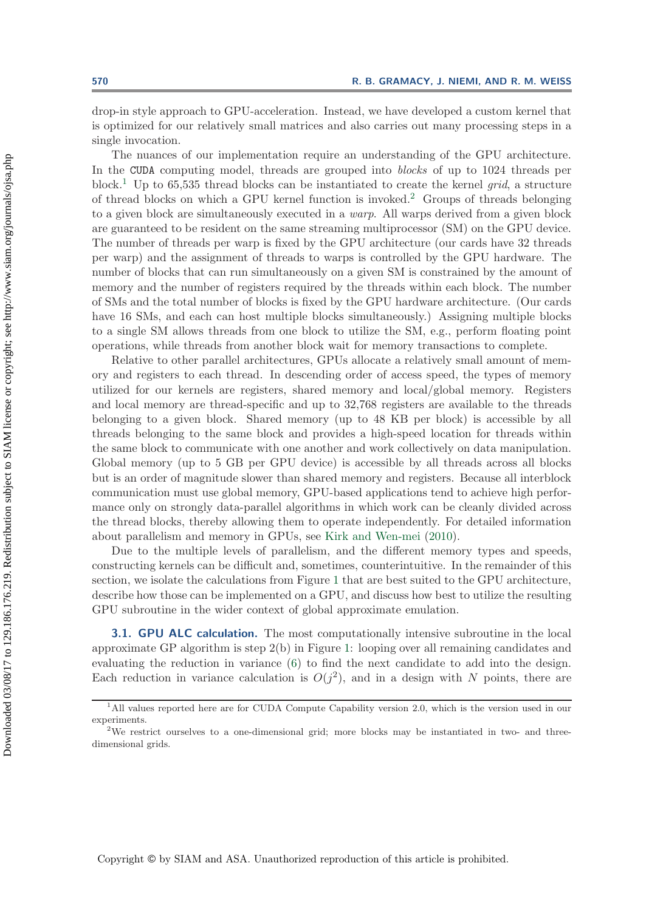drop-in style approach to GPU-acceleration. Instead, we have developed a custom kernel that is optimized for our relatively small matrices and also carries out many processing steps in a single invocation.

The nuances of our implementation require an understanding of the GPU architecture. In the CUDA computing model, threads are grouped into *blocks* of up to 1024 threads per block.[1] Up to 65,535 thread blocks can be instantiated to create the kernel *grid*, a structure of thread blocks on which a GPU kernel function is invoked.[2] Groups of threads belonging to a given block are simultaneously executed in a *warp*. All warps derived from a given block are guaranteed to be resident on the same streaming multiprocessor (SM) on the GPU device. The number of threads per warp is fixed by the GPU architecture (our cards have 32 threads per warp) and the assignment of threads to warps is controlled by the GPU hardware. The number of blocks that can run simultaneously on a given SM is constrained by the amount of memory and the number of registers required by the threads within each block. The number of SMs and the total number of blocks is fixed by the GPU hardware architecture. (Our cards have 16 SMs, and each can host multiple blocks simultaneously.) Assigning multiple blocks to a single SM allows threads from one block to utilize the SM, e.g., perform floating point operations, while threads from another block wait for memory transactions to complete.

Relative to other parallel architectures, GPUs allocate a relatively small amount of memory and registers to each thread. In descending order of access speed, the types of memory utilized for our kernels are registers, shared memory and local/global memory. Registers and local memory are thread-specific and up to 32,768 registers are available to the threads belonging to a given block. Shared memory (up to 48 KB per block) is accessible by all threads belonging to the same block and provides a high-speed location for threads within the same block to communicate with one another and work collectively on data manipulation. Global memory (up to 5 GB per GPU device) is accessible by all threads across all blocks but is an order of magnitude slower than shared memory and registers. Because all interblock communication must use global memory, GPU-based applications tend to achieve high performance only on strongly data-parallel algorithms in which work can be cleanly divided across the thread blocks, thereby allowing them to operate independently. For detailed information about parallelism and memory in GPUs, see Kirk and Wen-mei (2010).

Due to the multiple levels of parallelism, and the different memory types and speeds, constructing kernels can be difficult and, sometimes, counterintuitive. In the remainder of this section, we isolate the calculations from Figure 1 that are best suited to the GPU architecture, describe how those can be implemented on a GPU, and discuss how best to utilize the resulting GPU subroutine in the wider context of global approximate emulation.

### 3.1. GPU ALC calculation.

The most computationally intensive subroutine in the local approximate GP algorithm is step 2(b) in Figure 1: looping over all remaining candidates and evaluating the reduction in variance (6) to find the next candidate to add into the design. Each reduction in variance calculation is $O(j^2)$, and in a design with $N$ points, there are

---

[1] All values reported here are for CUDA Compute Capability version 2.0, which is the version used in our experiments.

[2] We restrict ourselves to a one-dimensional grid; more blocks may be instantiated in two- and three-dimensional grids.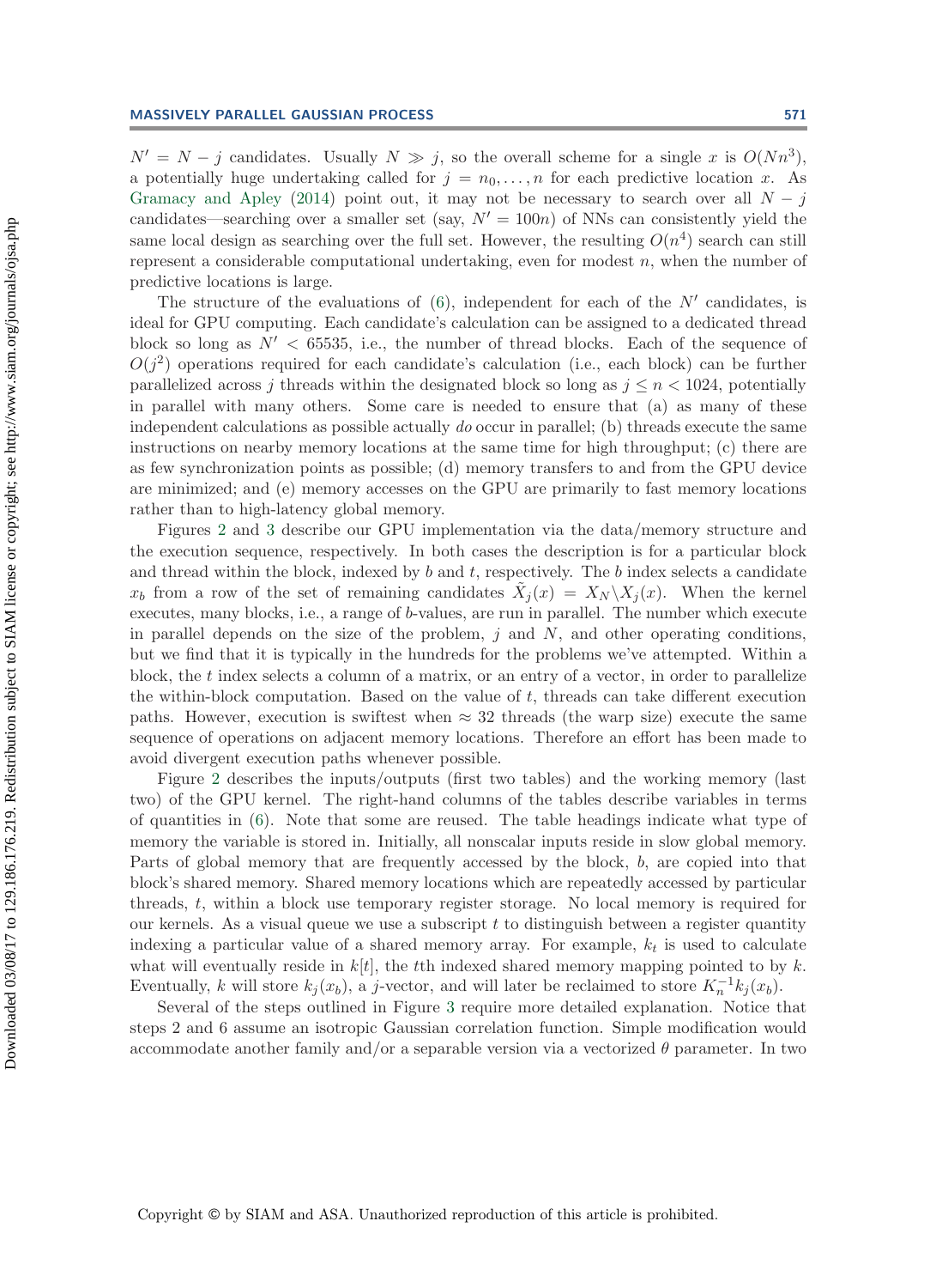$N' = N - j$ candidates. Usually $N \gg j$, so the overall scheme for a single $x$ is $O(Nn^3)$, a potentially huge undertaking called for $j = n_0, \ldots, n$ for each predictive location $x$. As Gramacy and Apley (2014) point out, it may not be necessary to search over all $N - j$ candidates—searching over a smaller set (say, $N' = 100n$) of NNs can consistently yield the same local design as searching over the full set. However, the resulting $O(n^4)$ search can still represent a considerable computational undertaking, even for modest $n$, when the number of predictive locations is large.

The structure of the evaluations of (6), independent for each of the $N'$ candidates, is ideal for GPU computing. Each candidate's calculation can be assigned to a dedicated thread block so long as $N' < 65535$, i.e., the number of thread blocks. Each of the sequence of $O(j^2)$ operations required for each candidate's calculation (i.e., each block) can be further parallelized across $j$ threads within the designated block so long as $j \leq n < 1024$, potentially in parallel with many others. Some care is needed to ensure that (a) as many of these independent calculations as possible actually *do* occur in parallel; (b) threads execute the same instructions on nearby memory locations at the same time for high throughput; (c) there are as few synchronization points as possible; (d) memory transfers to and from the GPU device are minimized; and (e) memory accesses on the GPU are primarily to fast memory locations rather than to high-latency global memory.

Figures 2 and 3 describe our GPU implementation via the data/memory structure and the execution sequence, respectively. In both cases the description is for a particular block and thread within the block, indexed by $b$ and $t$, respectively. The $b$ index selects a candidate $x_b$ from a row of the set of remaining candidates $\tilde{X}_j(x) = X_N \backslash X_j(x)$. When the kernel executes, many blocks, i.e., a range of $b$-values, are run in parallel. The number which execute in parallel depends on the size of the problem, $j$ and $N$, and other operating conditions, but we find that it is typically in the hundreds for the problems we've attempted. Within a block, the $t$ index selects a column of a matrix, or an entry of a vector, in order to parallelize the within-block computation. Based on the value of $t$, threads can take different execution paths. However, execution is swiftest when $\approx 32$ threads (the warp size) execute the same sequence of operations on adjacent memory locations. Therefore an effort has been made to avoid divergent execution paths whenever possible.

Figure 2 describes the inputs/outputs (first two tables) and the working memory (last two) of the GPU kernel. The right-hand columns of the tables describe variables in terms of quantities in (6). Note that some are reused. The table headings indicate what type of memory the variable is stored in. Initially, all nonscalar inputs reside in slow global memory. Parts of global memory that are frequently accessed by the block, $b$, are copied into that block's shared memory. Shared memory locations which are repeatedly accessed by particular threads, $t$, within a block use temporary register storage. No local memory is required for our kernels. As a visual queue we use a subscript $t$ to distinguish between a register quantity indexing a particular value of a shared memory array. For example, $k_t$ is used to calculate what will eventually reside in $k[t]$, the $t$th indexed shared memory mapping pointed to by $k$. Eventually, $k$ will store $k_j(x_b)$, a $j$-vector, and will later be reclaimed to store $K_n^{-1}k_j(x_b)$.

Several of the steps outlined in Figure 3 require more detailed explanation. Notice that steps 2 and 6 assume an isotropic Gaussian correlation function. Simple modification would accommodate another family and/or a separable version via a vectorized $\theta$ parameter. In two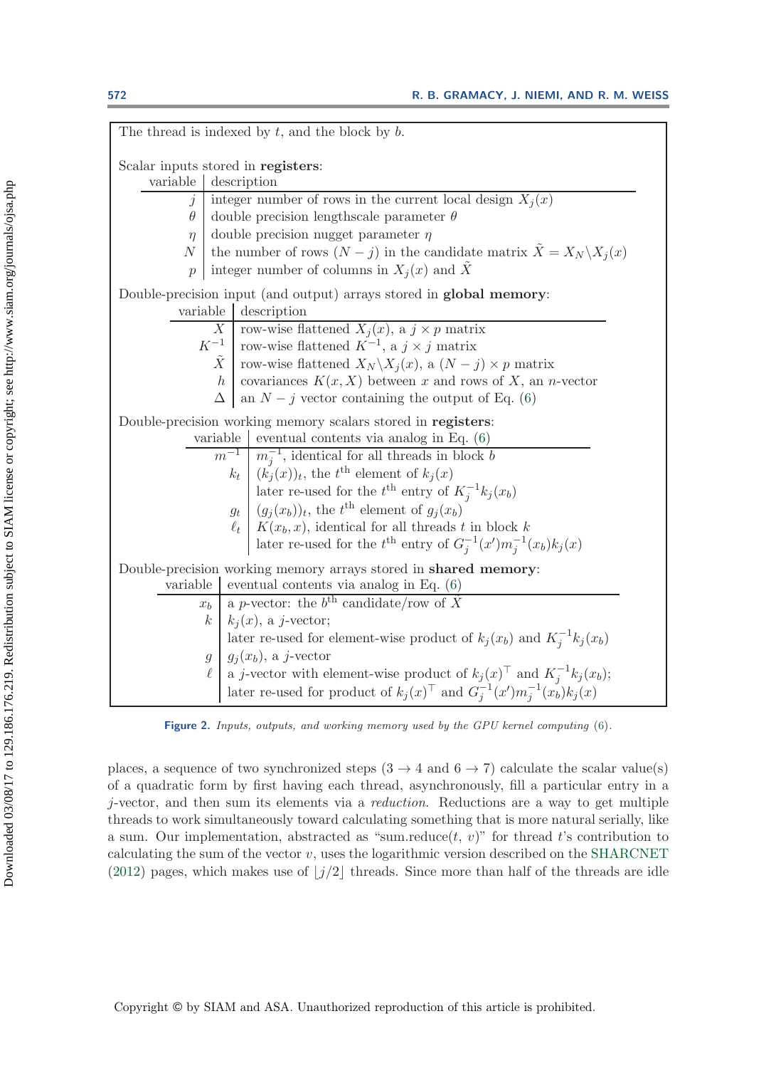The thread is indexed by $t$, and the block by $b$.

Scalar inputs stored in **registers**:

| variable | description |
|---|---|
| $j$ | integer number of rows in the current local design $X_j(x)$ |
| $\theta$ | double precision lengthscale parameter $\theta$ |
| $\eta$ | double precision nugget parameter $\eta$ |
| $N$ | the number of rows $(N-j)$ in the candidate matrix $\tilde{X} = X_N \backslash X_j(x)$ |
| $p$ | integer number of columns in $X_j(x)$ and $\tilde{X}$ |

Double-precision input (and output) arrays stored in **global memory**:

| variable | description |
|---|---|
| $X$ | row-wise flattened $X_j(x)$, a $j \times p$ matrix |
| $K^{-1}$ | row-wise flattened $K^{-1}$, a $j \times j$ matrix |
| $\tilde{X}$ | row-wise flattened $X_N \backslash X_j(x)$, a $(N-j) \times p$ matrix |
| $h$ | covariances $K(x, X)$ between $x$ and rows of $X$, an $n$-vector |
| $\Delta$ | an $N-j$ vector containing the output of Eq. (6) |

Double-precision working memory scalars stored in **registers**:

| variable | eventual contents via analog in Eq. (6) |
|---|---|
| $m^{-1}$ | $m_j^{-1}$, identical for all threads in block $b$ |
| $k_t$ | $(k_j(x))_t$, the $t^{\text{th}}$ element of $k_j(x)$ later re-used for the $t^{\text{th}}$ entry of $K_j^{-1} k_j(x_b)$ |
| $g_t$ | $(g_j(x_b))_t$, the $t^{\text{th}}$ element of $g_j(x_b)$ |
| $\ell_t$ | $K(x_b, x)$, identical for all threads $t$ in block $k$ later re-used for the $t^{\text{th}}$ entry of $G_j^{-1}(x') m_j^{-1}(x_b) k_j(x)$ |

Double-precision working memory arrays stored in **shared memory**:

| variable | eventual contents via analog in Eq. (6) |
|---|---|
| $x_b$ | a $p$-vector: the $b^{\text{th}}$ candidate/row of $\tilde{X}$ |
| $k$ | $k_j(x)$, a $j$-vector; later re-used for element-wise product of $k_j(x_b)$ and $K_j^{-1} k_j(x_b)$ |
| $g$ | $g_j(x_b)$, a $j$-vector |
| $\ell$ | a $j$-vector with element-wise product of $k_j(x)^\top$ and $K_j^{-1} k_j(x_b)$; later re-used for product of $k_j(x)^\top$ and $G_j^{-1}(x') m_j^{-1}(x_b) k_j(x)$ |

**Figure 2.** *Inputs, outputs, and working memory used by the GPU kernel computing* (6).

places, a sequence of two synchronized steps ($3 \to 4$ and $6 \to 7$) calculate the scalar value(s) of a quadratic form by first having each thread, asynchronously, fill a particular entry in a $j$-vector, and then sum its elements via a *reduction*. Reductions are a way to get multiple threads to work simultaneously toward calculating something that is more natural serially, like a sum. Our implementation, abstracted as "sum.reduce($t$, $v$)" for thread $t$'s contribution to calculating the sum of the vector $v$, uses the logarithmic version described on the SHARCNET (2012) pages, which makes use of $\lfloor j/2 \rfloor$ threads. Since more than half of the threads are idle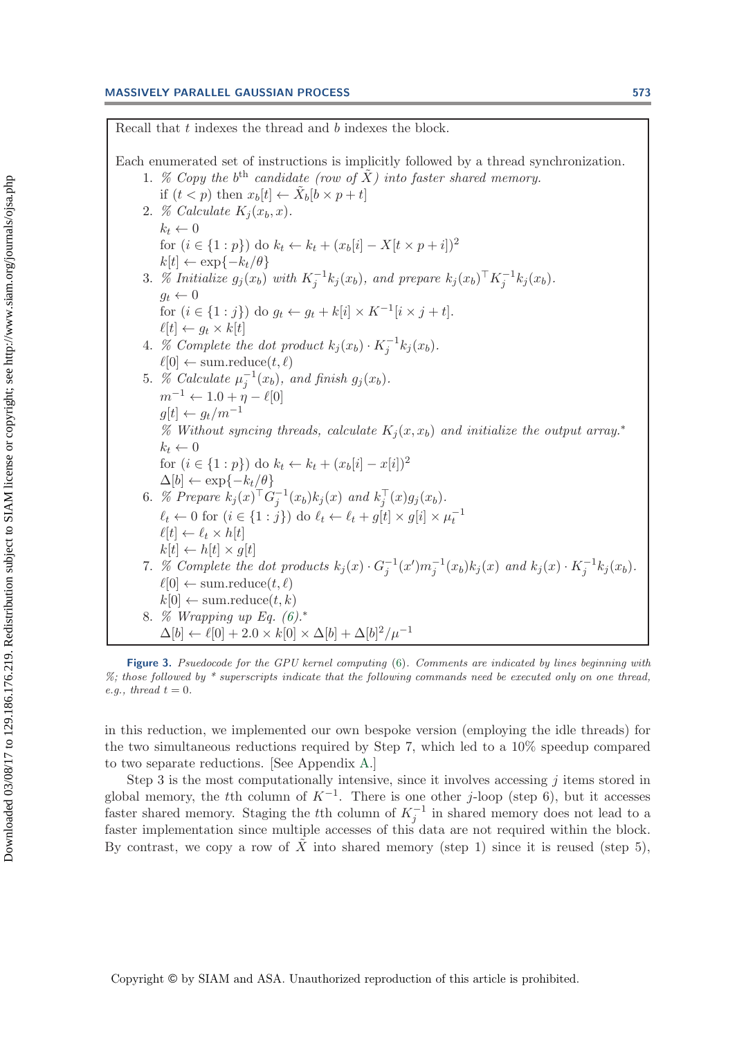Recall that $t$ indexes the thread and $b$ indexes the block.

Each enumerated set of instructions is implicitly followed by a thread synchronization.

1. *% Copy the $b^{\text{th}}$ candidate (row of $\tilde{X}$) into faster shared memory.*
   if $(t < p)$ then $x_b[t] \leftarrow \tilde{X}_b[b \times p + t]$
2. *% Calculate $K_j(x_b, x)$.*
   $k_t \leftarrow 0$
   for $(i \in \{1 : p\})$ do $k_t \leftarrow k_t + (x_b[i] - X[t \times p + i])^2$
   $k[t] \leftarrow \exp\{-k_t/\theta\}$
3. *% Initialize $g_j(x_b)$ with $K_j^{-1} k_j(x_b)$, and prepare $k_j(x_b)^\top K_j^{-1} k_j(x_b)$.*
   $g_t \leftarrow 0$
   for $(i \in \{1 : j\})$ do $g_t \leftarrow g_t + k[i] \times K^{-1}[i \times j + t]$.
   $\ell[t] \leftarrow g_t \times k[t]$
4. *% Complete the dot product $k_j(x_b) \cdot K_j^{-1} k_j(x_b)$.*
   $\ell[0] \leftarrow \text{sum.reduce}(t, \ell)$
5. *% Calculate $\mu_j^{-1}(x_b)$, and finish $g_j(x_b)$.*
   $m^{-1} \leftarrow 1.0 + \eta - \ell[0]$
   $g[t] \leftarrow g_t / m^{-1}$
   *% Without syncing threads, calculate $K_j(x, x_b)$ and initialize the output array.*[*]
   $k_t \leftarrow 0$
   for $(i \in \{1 : p\})$ do $k_t \leftarrow k_t + (x_b[i] - x[i])^2$
   $\Delta[b] \leftarrow \exp\{-k_t/\theta\}$
6. *% Prepare $k_j(x)^\top G_j^{-1}(x_b) k_j(x)$ and $k_j^\top(x) g_j(x_b)$.*
   $\ell_t \leftarrow 0$ for $(i \in \{1 : j\})$ do $\ell_t \leftarrow \ell_t + g[t] \times g[i] \times \mu_t^{-1}$
   $\ell[t] \leftarrow \ell_t \times h[t]$
   $k[t] \leftarrow h[t] \times g[t]$
7. *% Complete the dot products $k_j(x) \cdot G_j^{-1}(x') m_j^{-1}(x_b) k_j(x)$ and $k_j(x) \cdot K_j^{-1} k_j(x_b)$.*
   $\ell[0] \leftarrow \text{sum.reduce}(t, \ell)$
   $k[0] \leftarrow \text{sum.reduce}(t, k)$
8. *% Wrapping up Eq. (6).*[*]
   $\Delta[b] \leftarrow \ell[0] + 2.0 \times k[0] \times \Delta[b] + \Delta[b]^2 / \mu^{-1}$

**Figure 3.** *Psuedocode for the GPU kernel computing (6). Comments are indicated by lines beginning with %; those followed by * superscripts indicate that the following commands need be executed only on one thread, e.g., thread $t = 0$.*

in this reduction, we implemented our own bespoke version (employing the idle threads) for the two simultaneous reductions required by Step 7, which led to a 10% speedup compared to two separate reductions. [See Appendix A.]

Step 3 is the most computationally intensive, since it involves accessing $j$ items stored in global memory, the $t$th column of $K^{-1}$. There is one other $j$-loop (step 6), but it accesses faster shared memory. Staging the $t$th column of $K_j^{-1}$ in shared memory does not lead to a faster implementation since multiple accesses of this data are not required within the block. By contrast, we copy a row of $\tilde{X}$ into shared memory (step 1) since it is reused (step 5),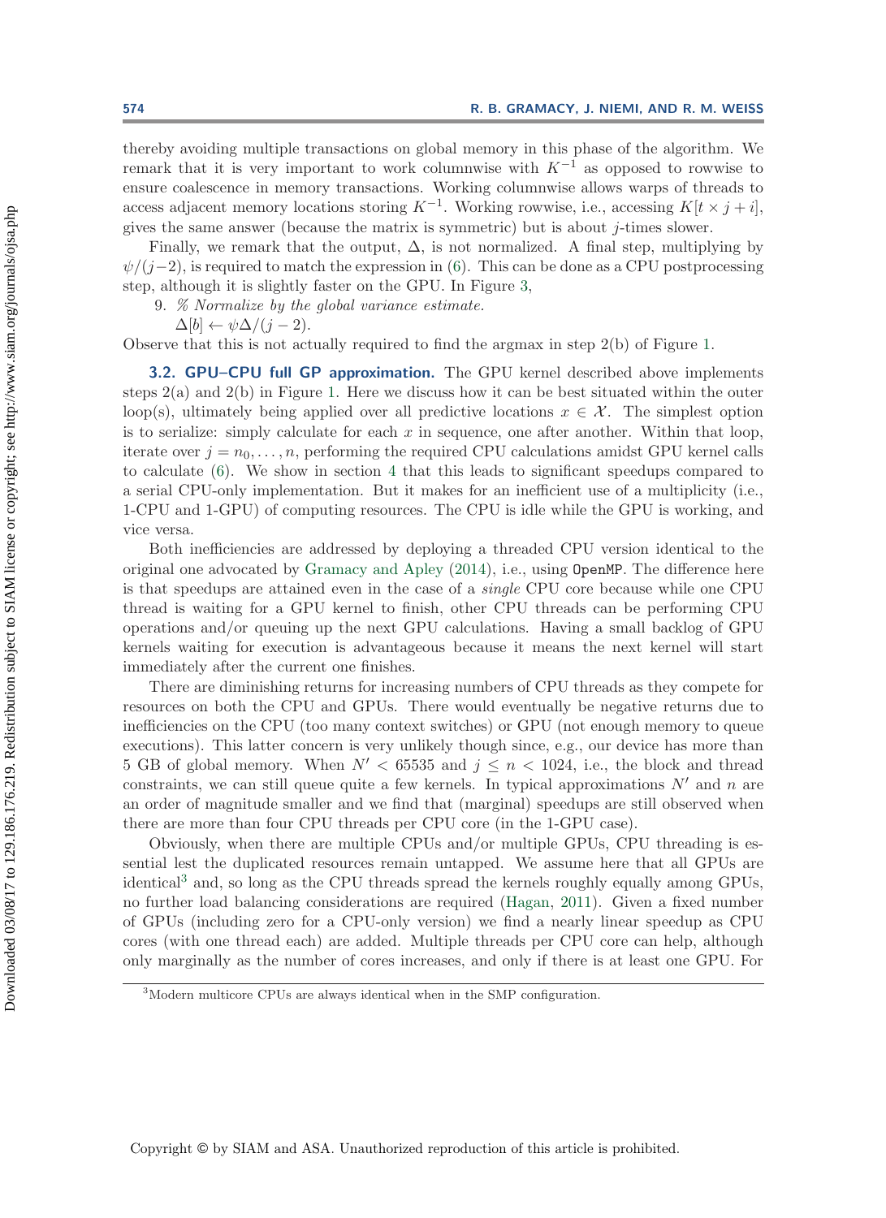thereby avoiding multiple transactions on global memory in this phase of the algorithm. We remark that it is very important to work columnwise with $K^{-1}$ as opposed to rowwise to ensure coalescence in memory transactions. Working columnwise allows warps of threads to access adjacent memory locations storing $K^{-1}$. Working rowwise, i.e., accessing $K[t \times j + i]$, gives the same answer (because the matrix is symmetric) but is about $j$-times slower.

Finally, we remark that the output, $\Delta$, is not normalized. A final step, multiplying by $\psi/(j-2)$, is required to match the expression in (6). This can be done as a CPU postprocessing step, although it is slightly faster on the GPU. In Figure 3,

9. *% Normalize by the global variance estimate.*
   $\Delta[b] \leftarrow \psi\Delta/(j-2)$.

Observe that this is not actually required to find the argmax in step 2(b) of Figure 1.

### 3.2. GPU–CPU full GP approximation.

The GPU kernel described above implements steps 2(a) and 2(b) in Figure 1. Here we discuss how it can be best situated within the outer loop(s), ultimately being applied over all predictive locations $x \in \mathcal{X}$. The simplest option is to serialize: simply calculate for each $x$ in sequence, one after another. Within that loop, iterate over $j = n_0, \ldots, n$, performing the required CPU calculations amidst GPU kernel calls to calculate (6). We show in section 4 that this leads to significant speedups compared to a serial CPU-only implementation. But it makes for an inefficient use of a multiplicity (i.e., 1-CPU and 1-GPU) of computing resources. The CPU is idle while the GPU is working, and vice versa.

Both inefficiencies are addressed by deploying a threaded CPU version identical to the original one advocated by Gramacy and Apley (2014), i.e., using `OpenMP`. The difference here is that speedups are attained even in the case of a *single* CPU core because while one CPU thread is waiting for a GPU kernel to finish, other CPU threads can be performing CPU operations and/or queuing up the next GPU calculations. Having a small backlog of GPU kernels waiting for execution is advantageous because it means the next kernel will start immediately after the current one finishes.

There are diminishing returns for increasing numbers of CPU threads as they compete for resources on both the CPU and GPUs. There would eventually be negative returns due to inefficiencies on the CPU (too many context switches) or GPU (not enough memory to queue executions). This latter concern is very unlikely though since, e.g., our device has more than 5 GB of global memory. When $N' < 65535$ and $j \leq n < 1024$, i.e., the block and thread constraints, we can still queue quite a few kernels. In typical approximations $N'$ and $n$ are an order of magnitude smaller and we find that (marginal) speedups are still observed when there are more than four CPU threads per CPU core (in the 1-GPU case).

Obviously, when there are multiple CPUs and/or multiple GPUs, CPU threading is essential lest the duplicated resources remain untapped. We assume here that all GPUs are identical[3] and, so long as the CPU threads spread the kernels roughly equally among GPUs, no further load balancing considerations are required (Hagan, 2011). Given a fixed number of GPUs (including zero for a CPU-only version) we find a nearly linear speedup as CPU cores (with one thread each) are added. Multiple threads per CPU core can help, although only marginally as the number of cores increases, and only if there is at least one GPU. For

[3] Modern multicore CPUs are always identical when in the SMP configuration.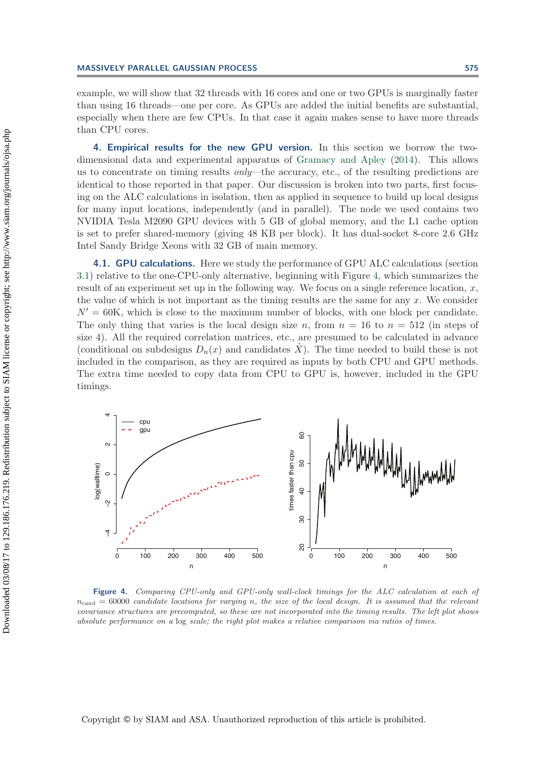example, we will show that 32 threads with 16 cores and one or two GPUs is marginally faster than using 16 threads—one per core. As GPUs are added the initial benefits are substantial, especially when there are few CPUs. In that case it again makes sense to have more threads than CPU cores.

## 4. Empirical results for the new GPU version.

In this section we borrow the two-dimensional data and experimental apparatus of Gramacy and Apley (2014). This allows us to concentrate on timing results *only*—the accuracy, etc., of the resulting predictions are identical to those reported in that paper. Our discussion is broken into two parts, first focusing on the ALC calculations in isolation, then as applied in sequence to build up local designs for many input locations, independently (and in parallel). The node we used contains two NVIDIA Tesla M2090 GPU devices with 5 GB of global memory, and the L1 cache option is set to prefer shared-memory (giving 48 KB per block). It has dual-socket 8-core 2.6 GHz Intel Sandy Bridge Xeons with 32 GB of main memory.

### 4.1. GPU calculations.

Here we study the performance of GPU ALC calculations (section 3.1) relative to the one-CPU-only alternative, beginning with Figure 4, which summarizes the result of an experiment set up in the following way. We focus on a single reference location, $x$, the value of which is not important as the timing results are the same for any $x$. We consider $N' = 60\text{K}$, which is close to the maximum number of blocks, with one block per candidate. The only thing that varies is the local design size $n$, from $n = 16$ to $n = 512$ (in steps of size 4). All the required correlation matrices, etc., are presumed to be calculated in advance (conditional on subdesigns $D_n(x)$ and candidates $\tilde{X}$). The time needed to build these is not included in the comparison, as they are required as inputs by both CPU and GPU methods. The extra time needed to copy data from CPU to GPU is, however, included in the GPU timings.

**Figure 4.** *Comparing CPU-only and GPU-only wall-clock timings for the ALC calculation at each of $n_{\text{cand}} = 60000$ candidate locations for varying $n$, the size of the local design. It is assumed that the relevant covariance structures are precomputed, so these are not incorporated into the timing results. The left plot shows absolute performance on a log scale; the right plot makes a relative comparison via ratios of times.*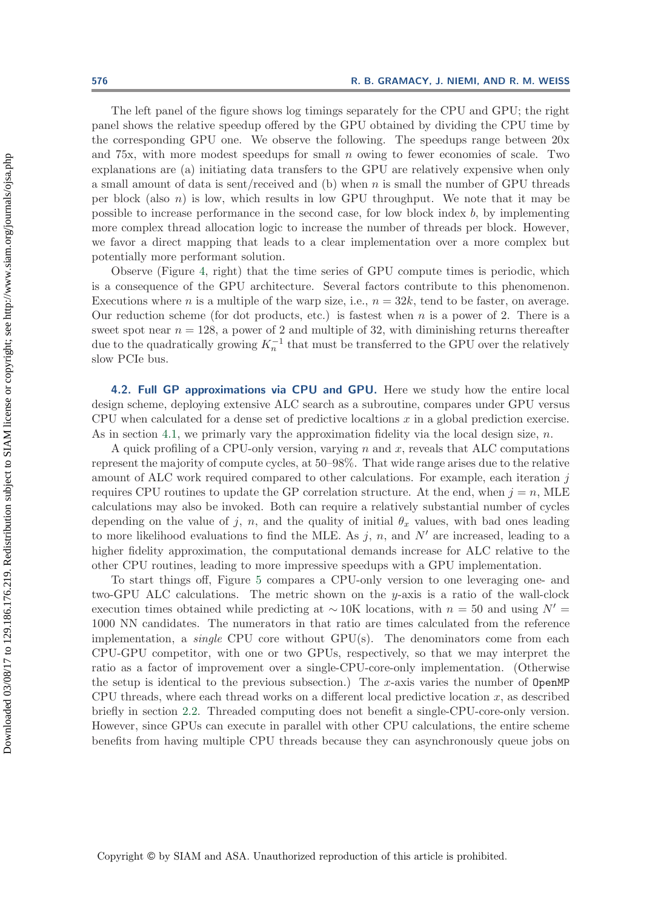The left panel of the figure shows log timings separately for the CPU and GPU; the right panel shows the relative speedup offered by the GPU obtained by dividing the CPU time by the corresponding GPU one. We observe the following. The speedups range between 20x and 75x, with more modest speedups for small $n$ owing to fewer economies of scale. Two explanations are (a) initiating data transfers to the GPU are relatively expensive when only a small amount of data is sent/received and (b) when $n$ is small the number of GPU threads per block (also $n$) is low, which results in low GPU throughput. We note that it may be possible to increase performance in the second case, for low block index $b$, by implementing more complex thread allocation logic to increase the number of threads per block. However, we favor a direct mapping that leads to a clear implementation over a more complex but potentially more performant solution.

Observe (Figure 4, right) that the time series of GPU compute times is periodic, which is a consequence of the GPU architecture. Several factors contribute to this phenomenon. Executions where $n$ is a multiple of the warp size, i.e., $n = 32k$, tend to be faster, on average. Our reduction scheme (for dot products, etc.) is fastest when $n$ is a power of 2. There is a sweet spot near $n = 128$, a power of 2 and multiple of 32, with diminishing returns thereafter due to the quadratically growing $K_n^{-1}$ that must be transferred to the GPU over the relatively slow PCIe bus.

### 4.2. Full GP approximations via CPU and GPU.

Here we study how the entire local design scheme, deploying extensive ALC search as a subroutine, compares under GPU versus CPU when calculated for a dense set of predictive localtions $x$ in a global prediction exercise. As in section 4.1, we primarly vary the approximation fidelity via the local design size, $n$.

A quick profiling of a CPU-only version, varying $n$ and $x$, reveals that ALC computations represent the majority of compute cycles, at 50–98%. That wide range arises due to the relative amount of ALC work required compared to other calculations. For example, each iteration $j$ requires CPU routines to update the GP correlation structure. At the end, when $j = n$, MLE calculations may also be invoked. Both can require a relatively substantial number of cycles depending on the value of $j$, $n$, and the quality of initial $\theta_x$ values, with bad ones leading to more likelihood evaluations to find the MLE. As $j$, $n$, and $N'$ are increased, leading to a higher fidelity approximation, the computational demands increase for ALC relative to the other CPU routines, leading to more impressive speedups with a GPU implementation.

To start things off, Figure 5 compares a CPU-only version to one leveraging one- and two-GPU ALC calculations. The metric shown on the $y$-axis is a ratio of the wall-clock execution times obtained while predicting at $\sim$10K locations, with $n = 50$ and using $N' = 1000$ NN candidates. The numerators in that ratio are times calculated from the reference implementation, a *single* CPU core without GPU(s). The denominators come from each CPU-GPU competitor, with one or two GPUs, respectively, so that we may interpret the ratio as a factor of improvement over a single-CPU-core-only implementation. (Otherwise the setup is identical to the previous subsection.) The $x$-axis varies the number of `OpenMP` CPU threads, where each thread works on a different local predictive location $x$, as described briefly in section 2.2. Threaded computing does not benefit a single-CPU-core-only version. However, since GPUs can execute in parallel with other CPU calculations, the entire scheme benefits from having multiple CPU threads because they can asynchronously queue jobs on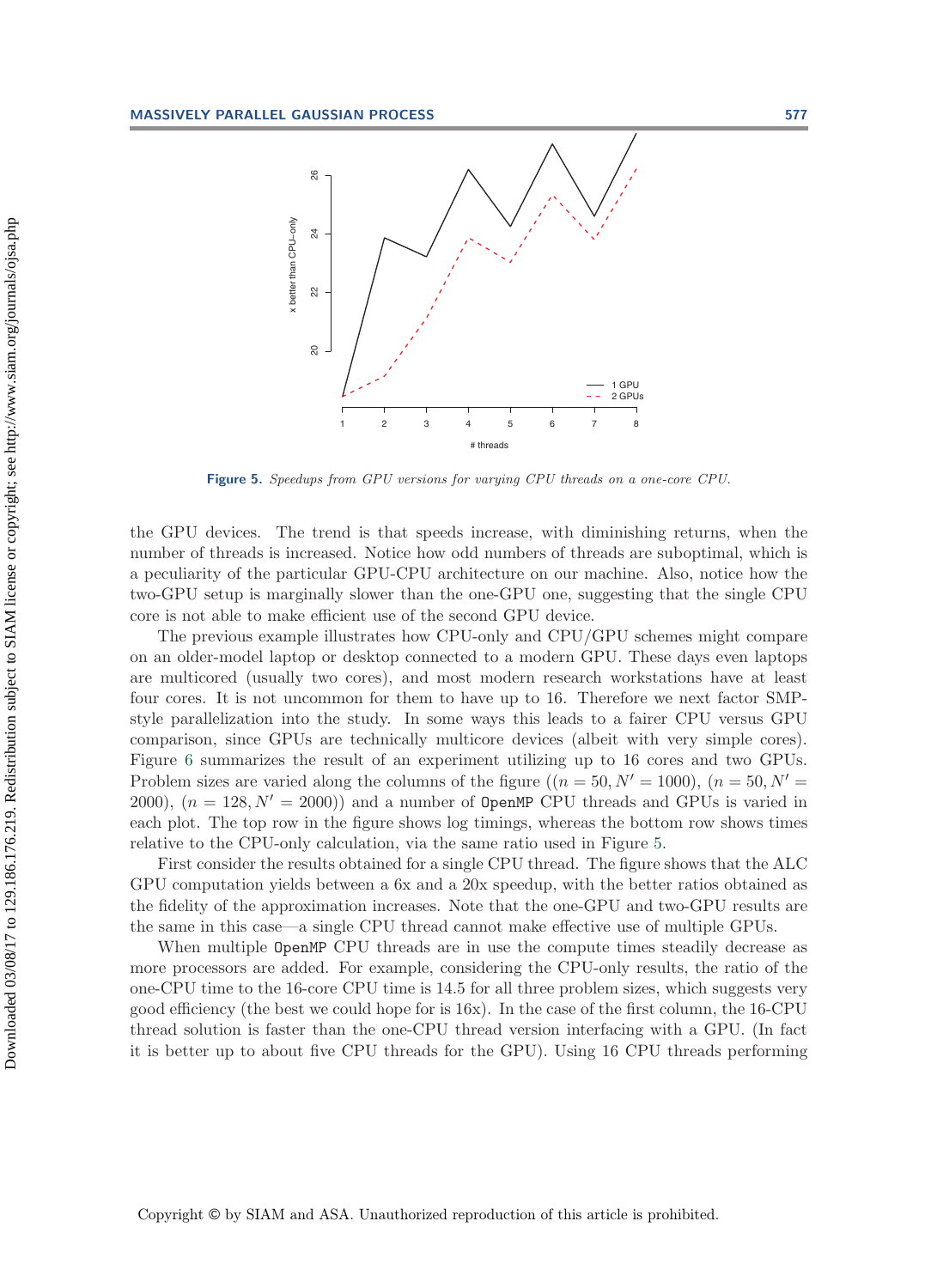Figure 5. *Speedups from GPU versions for varying CPU threads on a one-core CPU.*

the GPU devices. The trend is that speeds increase, with diminishing returns, when the number of threads is increased. Notice how odd numbers of threads are suboptimal, which is a peculiarity of the particular GPU-CPU architecture on our machine. Also, notice how the two-GPU setup is marginally slower than the one-GPU one, suggesting that the single CPU core is not able to make efficient use of the second GPU device.

The previous example illustrates how CPU-only and CPU/GPU schemes might compare on an older-model laptop or desktop connected to a modern GPU. These days even laptops are multicored (usually two cores), and most modern research workstations have at least four cores. It is not uncommon for them to have up to 16. Therefore we next factor SMP-style parallelization into the study. In some ways this leads to a fairer CPU versus GPU comparison, since GPUs are technically multicore devices (albeit with very simple cores). Figure 6 summarizes the result of an experiment utilizing up to 16 cores and two GPUs. Problem sizes are varied along the columns of the figure ($(n = 50, N' = 1000)$, $(n = 50, N' = 2000)$, $(n = 128, N' = 2000)$) and a number of OpenMP CPU threads and GPUs is varied in each plot. The top row in the figure shows log timings, whereas the bottom row shows times relative to the CPU-only calculation, via the same ratio used in Figure 5.

First consider the results obtained for a single CPU thread. The figure shows that the ALC GPU computation yields between a 6x and a 20x speedup, with the better ratios obtained as the fidelity of the approximation increases. Note that the one-GPU and two-GPU results are the same in this case—a single CPU thread cannot make effective use of multiple GPUs.

When multiple OpenMP CPU threads are in use the compute times steadily decrease as more processors are added. For example, considering the CPU-only results, the ratio of the one-CPU time to the 16-core CPU time is 14.5 for all three problem sizes, which suggests very good efficiency (the best we could hope for is 16x). In the case of the first column, the 16-CPU thread solution is faster than the one-CPU thread version interfacing with a GPU. (In fact it is better up to about five CPU threads for the GPU). Using 16 CPU threads performing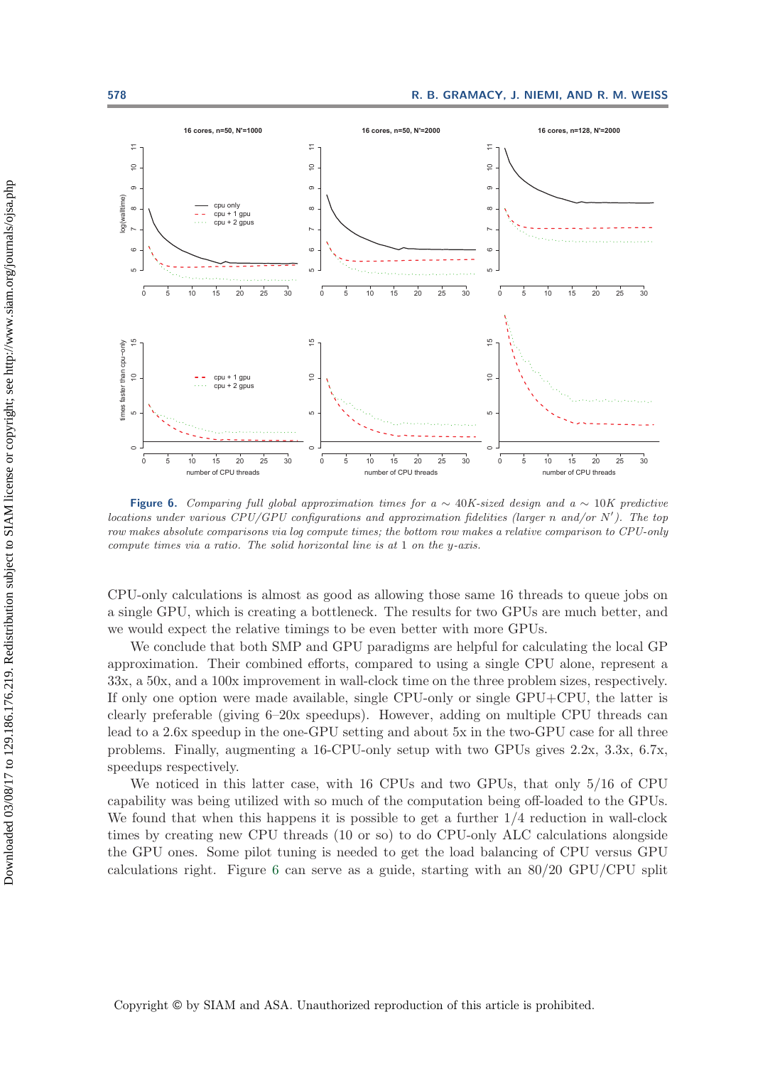**Figure 6.** *Comparing full global approximation times for a ∼ 40K-sized design and a ∼ 10K predictive locations under various CPU/GPU configurations and approximation fidelities (larger $n$ and/or $N'$). The top row makes absolute comparisons via log compute times; the bottom row makes a relative comparison to CPU-only compute times via a ratio. The solid horizontal line is at 1 on the y-axis.*

CPU-only calculations is almost as good as allowing those same 16 threads to queue jobs on a single GPU, which is creating a bottleneck. The results for two GPUs are much better, and we would expect the relative timings to be even better with more GPUs.

We conclude that both SMP and GPU paradigms are helpful for calculating the local GP approximation. Their combined efforts, compared to using a single CPU alone, represent a 33x, a 50x, and a 100x improvement in wall-clock time on the three problem sizes, respectively. If only one option were made available, single CPU-only or single GPU+CPU, the latter is clearly preferable (giving 6–20x speedups). However, adding on multiple CPU threads can lead to a 2.6x speedup in the one-GPU setting and about 5x in the two-GPU case for all three problems. Finally, augmenting a 16-CPU-only setup with two GPUs gives 2.2x, 3.3x, 6.7x, speedups respectively.

We noticed in this latter case, with 16 CPUs and two GPUs, that only 5/16 of CPU capability was being utilized with so much of the computation being off-loaded to the GPUs. We found that when this happens it is possible to get a further 1/4 reduction in wall-clock times by creating new CPU threads (10 or so) to do CPU-only ALC calculations alongside the GPU ones. Some pilot tuning is needed to get the load balancing of CPU versus GPU calculations right. Figure 6 can serve as a guide, starting with an 80/20 GPU/CPU split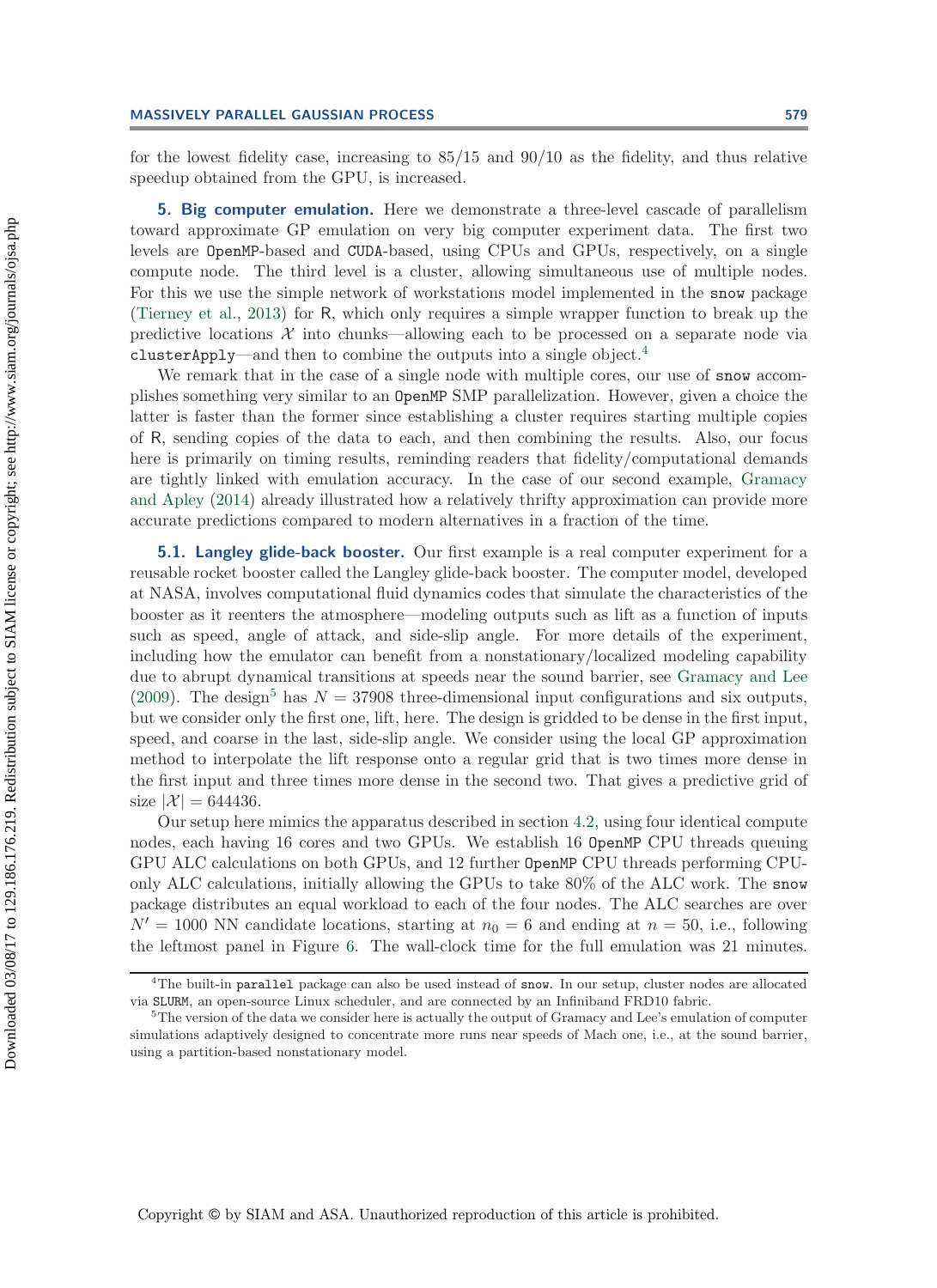for the lowest fidelity case, increasing to 85/15 and 90/10 as the fidelity, and thus relative speedup obtained from the GPU, is increased.

## 5. Big computer emulation.

Here we demonstrate a three-level cascade of parallelism toward approximate GP emulation on very big computer experiment data. The first two levels are `OpenMP`-based and `CUDA`-based, using CPUs and GPUs, respectively, on a single compute node. The third level is a cluster, allowing simultaneous use of multiple nodes. For this we use the simple network of workstations model implemented in the `snow` package (Tierney et al., 2013) for R, which only requires a simple wrapper function to break up the predictive locations $\mathcal{X}$ into chunks—allowing each to be processed on a separate node via `clusterApply`—and then to combine the outputs into a single object.[4]

We remark that in the case of a single node with multiple cores, our use of `snow` accomplishes something very similar to an `OpenMP` SMP parallelization. However, given a choice the latter is faster than the former since establishing a cluster requires starting multiple copies of R, sending copies of the data to each, and then combining the results. Also, our focus here is primarily on timing results, reminding readers that fidelity/computational demands are tightly linked with emulation accuracy. In the case of our second example, Gramacy and Apley (2014) already illustrated how a relatively thrifty approximation can provide more accurate predictions compared to modern alternatives in a fraction of the time.

### 5.1. Langley glide-back booster.

Our first example is a real computer experiment for a reusable rocket booster called the Langley glide-back booster. The computer model, developed at NASA, involves computational fluid dynamics codes that simulate the characteristics of the booster as it reenters the atmosphere—modeling outputs such as lift as a function of inputs such as speed, angle of attack, and side-slip angle. For more details of the experiment, including how the emulator can benefit from a nonstationary/localized modeling capability due to abrupt dynamical transitions at speeds near the sound barrier, see Gramacy and Lee (2009). The design[5] has $N = 37908$ three-dimensional input configurations and six outputs, but we consider only the first one, lift, here. The design is gridded to be dense in the first input, speed, and coarse in the last, side-slip angle. We consider using the local GP approximation method to interpolate the lift response onto a regular grid that is two times more dense in the first input and three times more dense in the second two. That gives a predictive grid of size $|\mathcal{X}| = 644436$.

Our setup here mimics the apparatus described in section 4.2, using four identical compute nodes, each having 16 cores and two GPUs. We establish 16 `OpenMP` CPU threads queuing GPU ALC calculations on both GPUs, and 12 further `OpenMP` CPU threads performing CPU-only ALC calculations, initially allowing the GPUs to take 80% of the ALC work. The `snow` package distributes an equal workload to each of the four nodes. The ALC searches are over $N' = 1000$ NN candidate locations, starting at $n_0 = 6$ and ending at $n = 50$, i.e., following the leftmost panel in Figure 6. The wall-clock time for the full emulation was 21 minutes.

[4] The built-in `parallel` package can also be used instead of `snow`. In our setup, cluster nodes are allocated via `SLURM`, an open-source Linux scheduler, and are connected by an Infiniband FRD10 fabric.

[5] The version of the data we consider here is actually the output of Gramacy and Lee's emulation of computer simulations adaptively designed to concentrate more runs near speeds of Mach one, i.e., at the sound barrier, using a partition-based nonstationary model.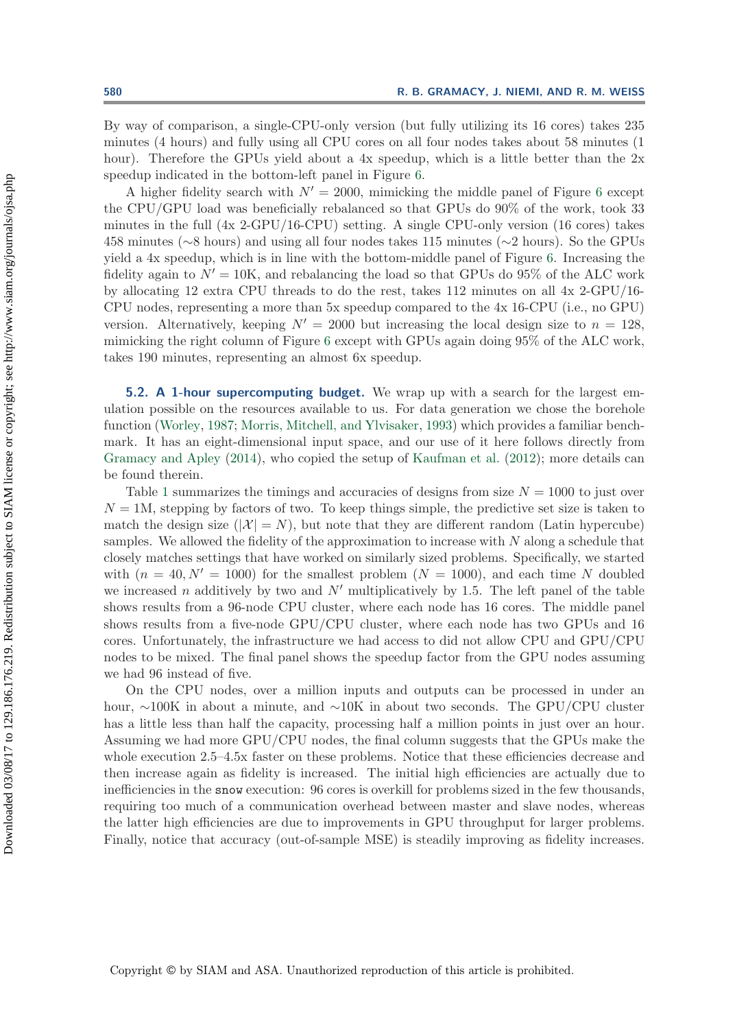By way of comparison, a single-CPU-only version (but fully utilizing its 16 cores) takes 235 minutes (4 hours) and fully using all CPU cores on all four nodes takes about 58 minutes (1 hour). Therefore the GPUs yield about a 4x speedup, which is a little better than the 2x speedup indicated in the bottom-left panel in Figure 6.

A higher fidelity search with $N' = 2000$, mimicking the middle panel of Figure 6 except the CPU/GPU load was beneficially rebalanced so that GPUs do 90% of the work, took 33 minutes in the full (4x 2-GPU/16-CPU) setting. A single CPU-only version (16 cores) takes 458 minutes (∼8 hours) and using all four nodes takes 115 minutes (∼2 hours). So the GPUs yield a 4x speedup, which is in line with the bottom-middle panel of Figure 6. Increasing the fidelity again to $N' = 10$K, and rebalancing the load so that GPUs do 95% of the ALC work by allocating 12 extra CPU threads to do the rest, takes 112 minutes on all 4x 2-GPU/16-CPU nodes, representing a more than 5x speedup compared to the 4x 16-CPU (i.e., no GPU) version. Alternatively, keeping $N' = 2000$ but increasing the local design size to $n = 128$, mimicking the right column of Figure 6 except with GPUs again doing 95% of the ALC work, takes 190 minutes, representing an almost 6x speedup.

### 5.2. A 1-hour supercomputing budget.

We wrap up with a search for the largest emulation possible on the resources available to us. For data generation we chose the borehole function (Worley, 1987; Morris, Mitchell, and Ylvisaker, 1993) which provides a familiar benchmark. It has an eight-dimensional input space, and our use of it here follows directly from Gramacy and Apley (2014), who copied the setup of Kaufman et al. (2012); more details can be found therein.

Table 1 summarizes the timings and accuracies of designs from size $N = 1000$ to just over $N = 1$M, stepping by factors of two. To keep things simple, the predictive set size is taken to match the design size ($|\mathcal{X}| = N$), but note that they are different random (Latin hypercube) samples. We allowed the fidelity of the approximation to increase with $N$ along a schedule that closely matches settings that have worked on similarly sized problems. Specifically, we started with ($n = 40, N' = 1000$) for the smallest problem ($N = 1000$), and each time $N$ doubled we increased $n$ additively by two and $N'$ multiplicatively by 1.5. The left panel of the table shows results from a 96-node CPU cluster, where each node has 16 cores. The middle panel shows results from a five-node GPU/CPU cluster, where each node has two GPUs and 16 cores. Unfortunately, the infrastructure we had access to did not allow CPU and GPU/CPU nodes to be mixed. The final panel shows the speedup factor from the GPU nodes assuming we had 96 instead of five.

On the CPU nodes, over a million inputs and outputs can be processed in under an hour, ∼100K in about a minute, and ∼10K in about two seconds. The GPU/CPU cluster has a little less than half the capacity, processing half a million points in just over an hour. Assuming we had more GPU/CPU nodes, the final column suggests that the GPUs make the whole execution 2.5–4.5x faster on these problems. Notice that these efficiencies decrease and then increase again as fidelity is increased. The initial high efficiencies are actually due to inefficiencies in the `snow` execution: 96 cores is overkill for problems sized in the few thousands, requiring too much of a communication overhead between master and slave nodes, whereas the latter high efficiencies are due to improvements in GPU throughput for larger problems. Finally, notice that accuracy (out-of-sample MSE) is steadily improving as fidelity increases.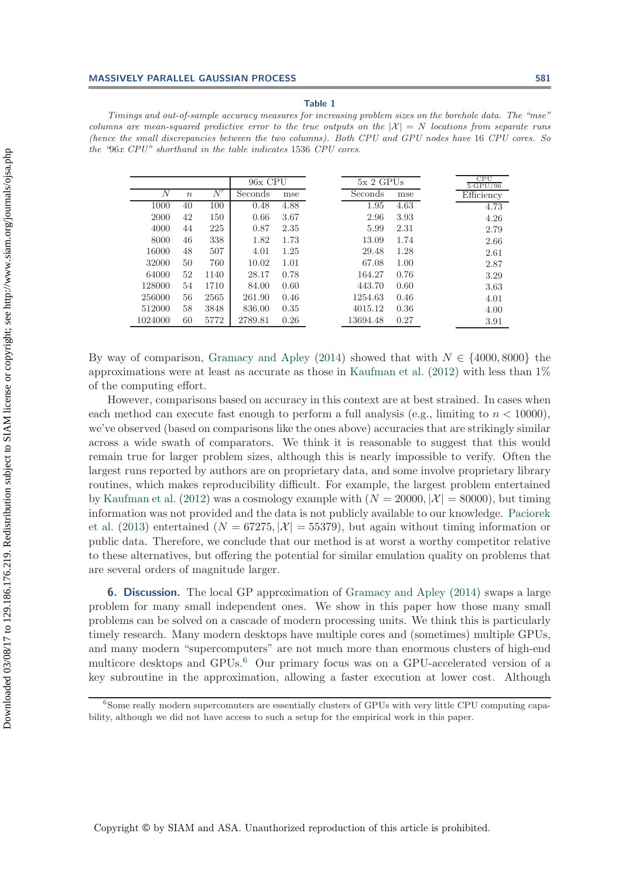**Table 1**

*Timings and out-of-sample accuracy measures for increasing problem sizes on the borehole data. The "mse" columns are mean-squared predictive error to the true outputs on the $|\mathcal{X}| = N$ locations from separate runs (hence the small discrepancies between the two columns). Both CPU and GPU nodes have 16 CPU cores. So the "96x CPU" shorthand in the table indicates 1536 CPU cores.*

| | | | 96x CPU | | 5x 2 GPUs | | $\frac{\text{CPU}}{\text{5·GPU/96}}$ |
|---|---|---|---|---|---|---|---|
| $N$ | $n$ | $N'$ | Seconds | mse | Seconds | mse | Efficiency |
| 1000 | 40 | 100 | 0.48 | 4.88 | 1.95 | 4.63 | 4.73 |
| 2000 | 42 | 150 | 0.66 | 3.67 | 2.96 | 3.93 | 4.26 |
| 4000 | 44 | 225 | 0.87 | 2.35 | 5.99 | 2.31 | 2.79 |
| 8000 | 46 | 338 | 1.82 | 1.73 | 13.09 | 1.74 | 2.66 |
| 16000 | 48 | 507 | 4.01 | 1.25 | 29.48 | 1.28 | 2.61 |
| 32000 | 50 | 760 | 10.02 | 1.01 | 67.08 | 1.00 | 2.87 |
| 64000 | 52 | 1140 | 28.17 | 0.78 | 164.27 | 0.76 | 3.29 |
| 128000 | 54 | 1710 | 84.00 | 0.60 | 443.70 | 0.60 | 3.63 |
| 256000 | 56 | 2565 | 261.90 | 0.46 | 1254.63 | 0.46 | 4.01 |
| 512000 | 58 | 3848 | 836.00 | 0.35 | 4015.12 | 0.36 | 4.00 |
| 1024000 | 60 | 5772 | 2789.81 | 0.26 | 13694.48 | 0.27 | 3.91 |

By way of comparison, Gramacy and Apley (2014) showed that with $N \in \{4000, 8000\}$ the approximations were at least as accurate as those in Kaufman et al. (2012) with less than 1% of the computing effort.

However, comparisons based on accuracy in this context are at best strained. In cases when each method can execute fast enough to perform a full analysis (e.g., limiting to $n < 10000$), we've observed (based on comparisons like the ones above) accuracies that are strikingly similar across a wide swath of comparators. We think it is reasonable to suggest that this would remain true for larger problem sizes, although this is nearly impossible to verify. Often the largest runs reported by authors are on proprietary data, and some involve proprietary library routines, which makes reproducibility difficult. For example, the largest problem entertained by Kaufman et al. (2012) was a cosmology example with ($N = 20000, |\mathcal{X}| = 80000$), but timing information was not provided and the data is not publicly available to our knowledge. Paciorek et al. (2013) entertained ($N = 67275, |\mathcal{X}| = 55379$), but again without timing information or public data. Therefore, we conclude that our method is at worst a worthy competitor relative to these alternatives, but offering the potential for similar emulation quality on problems that are several orders of magnitude larger.

## 6. Discussion.

The local GP approximation of Gramacy and Apley (2014) swaps a large problem for many small independent ones. We show in this paper how those many small problems can be solved on a cascade of modern processing units. We think this is particularly timely research. Many modern desktops have multiple cores and (sometimes) multiple GPUs, and many modern "supercomputers" are not much more than enormous clusters of high-end multicore desktops and GPUs.[6] Our primary focus was on a GPU-accelerated version of a key subroutine in the approximation, allowing a faster execution at lower cost. Although

[6] Some really modern supercomuters are essentially clusters of GPUs with very little CPU computing capability, although we did not have access to such a setup for the empirical work in this paper.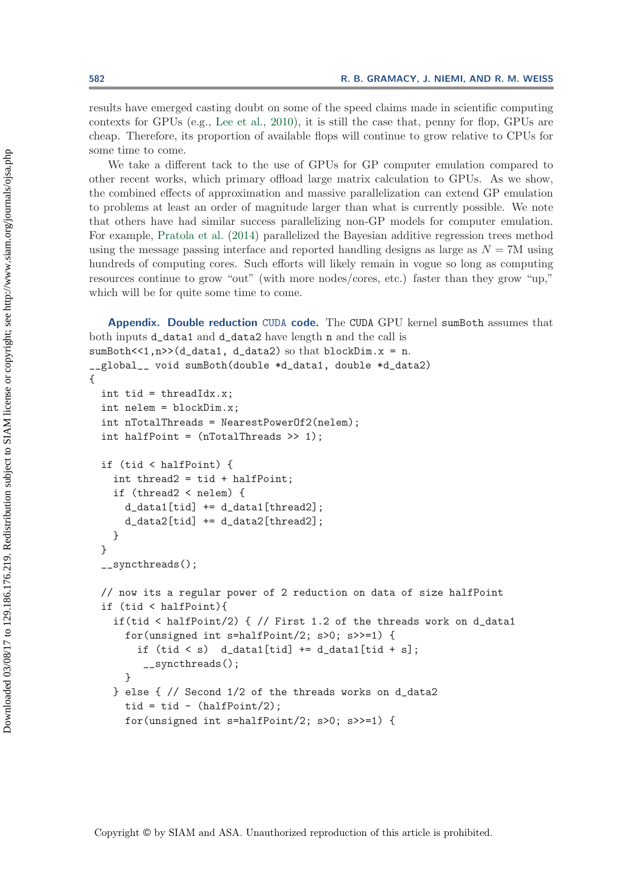results have emerged casting doubt on some of the speed claims made in scientific computing contexts for GPUs (e.g., Lee et al., 2010), it is still the case that, penny for flop, GPUs are cheap. Therefore, its proportion of available flops will continue to grow relative to CPUs for some time to come.

We take a different tack to the use of GPUs for GP computer emulation compared to other recent works, which primary offload large matrix calculation to GPUs. As we show, the combined effects of approximation and massive parallelization can extend GP emulation to problems at least an order of magnitude larger than what is currently possible. We note that others have had similar success parallelizing non-GP models for computer emulation. For example, Pratola et al. (2014) parallelized the Bayesian additive regression trees method using the message passing interface and reported handling designs as large as $N = 7$M using hundreds of computing cores. Such efforts will likely remain in vogue so long as computing resources continue to grow "out" (with more nodes/cores, etc.) faster than they grow "up," which will be for quite some time to come.

## Appendix. Double reduction CUDA code.

The CUDA GPU kernel `sumBoth` assumes that both inputs `d_data1` and `d_data2` have length `n` and the call is `sumBoth<<1,n>>(d_data1, d_data2)` so that `blockDim.x = n`.

```
__global__ void sumBoth(double *d_data1, double *d_data2)
{
  int tid = threadIdx.x;
  int nelem = blockDim.x;
  int nTotalThreads = NearestPowerOf2(nelem);
  int halfPoint = (nTotalThreads >> 1);

  if (tid < halfPoint) {
    int thread2 = tid + halfPoint;
    if (thread2 < nelem) {
      d_data1[tid] += d_data1[thread2];
      d_data2[tid] += d_data2[thread2];
    }
  }
  __syncthreads();

  // now its a regular power of 2 reduction on data of size halfPoint
  if (tid < halfPoint){
    if(tid < halfPoint/2) { // First 1.2 of the threads work on d_data1
      for(unsigned int s=halfPoint/2; s>0; s>>=1) {
        if (tid < s)  d_data1[tid] += d_data1[tid + s];
         __syncthreads();
      }
    } else { // Second 1/2 of the threads works on d_data2
      tid = tid - (halfPoint/2);
      for(unsigned int s=halfPoint/2; s>0; s>>=1) {
```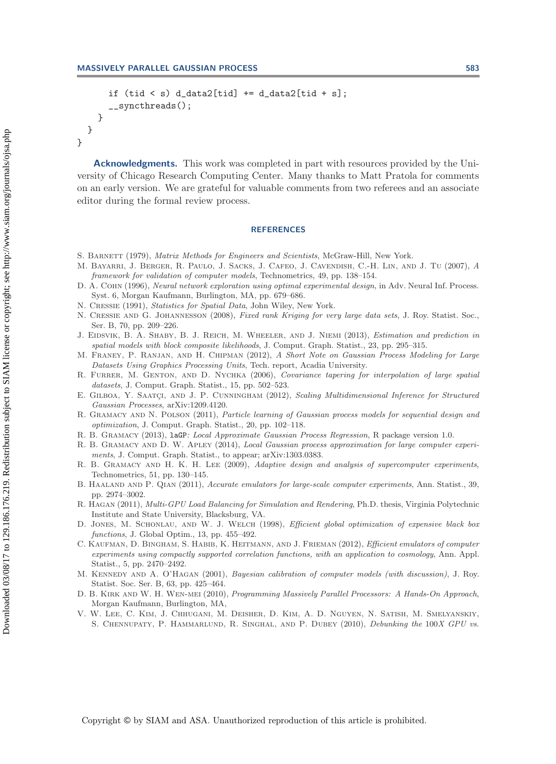```
      if (tid < s) d_data2[tid] += d_data2[tid + s];
      __syncthreads();
    }
  }
}
```

**Acknowledgments.** This work was completed in part with resources provided by the University of Chicago Research Computing Center. Many thanks to Matt Pratola for comments on an early version. We are grateful for valuable comments from two referees and an associate editor during the formal review process.

## REFERENCES

S. Barnett (1979), *Matrix Methods for Engineers and Scientists*, McGraw-Hill, New York.

M. Bayarri, J. Berger, R. Paulo, J. Sacks, J. Cafeo, J. Cavendish, C.-H. Lin, and J. Tu (2007), *A framework for validation of computer models*, Technometrics, 49, pp. 138–154.

D. A. Cohn (1996), *Neural network exploration using optimal experimental design*, in Adv. Neural Inf. Process. Syst. 6, Morgan Kaufmann, Burlington, MA, pp. 679–686.

N. Cressie (1991), *Statistics for Spatial Data*, John Wiley, New York.

N. Cressie and G. Johannesson (2008), *Fixed rank Kriging for very large data sets*, J. Roy. Statist. Soc., Ser. B, 70, pp. 209–226.

J. Eidsvik, B. A. Shaby, B. J. Reich, M. Wheeler, and J. Niemi (2013), *Estimation and prediction in spatial models with block composite likelihoods*, J. Comput. Graph. Statist., 23, pp. 295–315.

M. Franey, P. Ranjan, and H. Chipman (2012), *A Short Note on Gaussian Process Modeling for Large Datasets Using Graphics Processing Units*, Tech. report, Acadia University.

R. Furrer, M. Genton, and D. Nychka (2006), *Covariance tapering for interpolation of large spatial datasets*, J. Comput. Graph. Statist., 15, pp. 502–523.

E. Gilboa, Y. Saatçi, and J. P. Cunningham (2012), *Scaling Multidimensional Inference for Structured Gaussian Processes*, arXiv:1209.4120.

R. Gramacy and N. Polson (2011), *Particle learning of Gaussian process models for sequential design and optimization*, J. Comput. Graph. Statist., 20, pp. 102–118.

R. B. Gramacy (2013), `laGP`*: Local Approximate Gaussian Process Regression*, R package version 1.0.

R. B. Gramacy and D. W. Apley (2014), *Local Gaussian process approximation for large computer experiments*, J. Comput. Graph. Statist., to appear; arXiv:1303.0383.

R. B. Gramacy and H. K. H. Lee (2009), *Adaptive design and analysis of supercomputer experiments*, Technometrics, 51, pp. 130–145.

B. Haaland and P. Qian (2011), *Accurate emulators for large-scale computer experiments*, Ann. Statist., 39, pp. 2974–3002.

R. Hagan (2011), *Multi-GPU Load Balancing for Simulation and Rendering*, Ph.D. thesis, Virginia Polytechnic Institute and State University, Blacksburg, VA.

D. Jones, M. Schonlau, and W. J. Welch (1998), *Efficient global optimization of expensive black box functions*, J. Global Optim., 13, pp. 455–492.

C. Kaufman, D. Bingham, S. Habib, K. Heitmann, and J. Frieman (2012), *Efficient emulators of computer experiments using compactly supported correlation functions, with an application to cosmology*, Ann. Appl. Statist., 5, pp. 2470–2492.

M. Kennedy and A. O'Hagan (2001), *Bayesian calibration of computer models (with discussion)*, J. Roy. Statist. Soc. Ser. B, 63, pp. 425–464.

D. B. Kirk and W. H. Wen-mei (2010), *Programming Massively Parallel Processors: A Hands-On Approach*, Morgan Kaufmann, Burlington, MA,

V. W. Lee, C. Kim, J. Chhugani, M. Deisher, D. Kim, A. D. Nguyen, N. Satish, M. Smelyanskiy, S. Chennupaty, P. Hammarlund, R. Singhal, and P. Dubey (2010), *Debunking the* 100*X GPU vs.*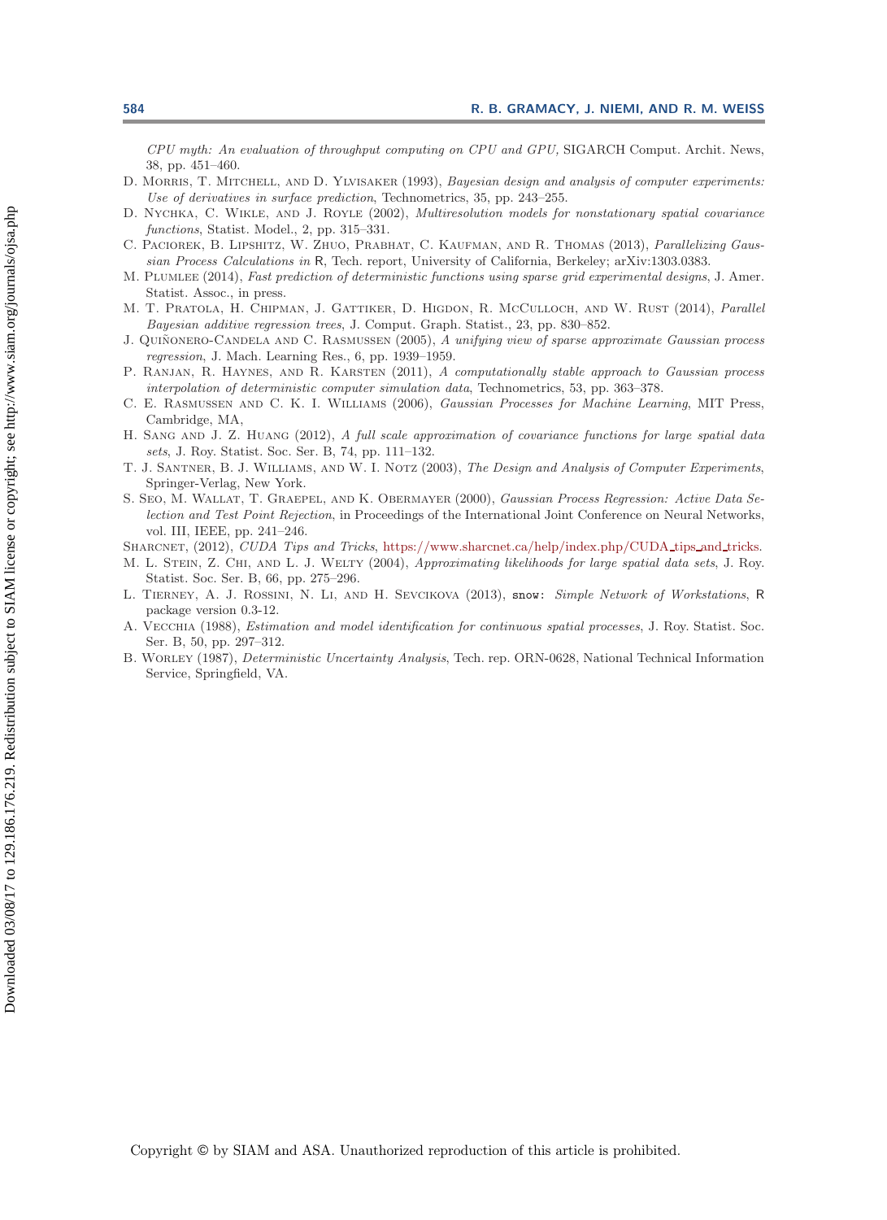*CPU myth: An evaluation of throughput computing on CPU and GPU,* SIGARCH Comput. Archit. News, 38, pp. 451–460.

D. Morris, T. Mitchell, and D. Ylvisaker (1993), *Bayesian design and analysis of computer experiments: Use of derivatives in surface prediction*, Technometrics, 35, pp. 243–255.

D. Nychka, C. Wikle, and J. Royle (2002), *Multiresolution models for nonstationary spatial covariance functions*, Statist. Model., 2, pp. 315–331.

C. Paciorek, B. Lipshitz, W. Zhuo, Prabhat, C. Kaufman, and R. Thomas (2013), *Parallelizing Gaussian Process Calculations in* R, Tech. report, University of California, Berkeley; arXiv:1303.0383.

M. Plumlee (2014), *Fast prediction of deterministic functions using sparse grid experimental designs*, J. Amer. Statist. Assoc., in press.

M. T. Pratola, H. Chipman, J. Gattiker, D. Higdon, R. McCulloch, and W. Rust (2014), *Parallel Bayesian additive regression trees*, J. Comput. Graph. Statist., 23, pp. 830–852.

J. Quiñonero-Candela and C. Rasmussen (2005), *A unifying view of sparse approximate Gaussian process regression*, J. Mach. Learning Res., 6, pp. 1939–1959.

P. Ranjan, R. Haynes, and R. Karsten (2011), *A computationally stable approach to Gaussian process interpolation of deterministic computer simulation data*, Technometrics, 53, pp. 363–378.

C. E. Rasmussen and C. K. I. Williams (2006), *Gaussian Processes for Machine Learning*, MIT Press, Cambridge, MA,

H. Sang and J. Z. Huang (2012), *A full scale approximation of covariance functions for large spatial data sets*, J. Roy. Statist. Soc. Ser. B, 74, pp. 111–132.

T. J. Santner, B. J. Williams, and W. I. Notz (2003), *The Design and Analysis of Computer Experiments*, Springer-Verlag, New York.

S. Seo, M. Wallat, T. Graepel, and K. Obermayer (2000), *Gaussian Process Regression: Active Data Selection and Test Point Rejection*, in Proceedings of the International Joint Conference on Neural Networks, vol. III, IEEE, pp. 241–246.

Sharcnet, (2012), *CUDA Tips and Tricks*, https://www.sharcnet.ca/help/index.php/CUDA_tips_and_tricks.

M. L. Stein, Z. Chi, and L. J. Welty (2004), *Approximating likelihoods for large spatial data sets*, J. Roy. Statist. Soc. Ser. B, 66, pp. 275–296.

L. Tierney, A. J. Rossini, N. Li, and H. Sevcikova (2013), `snow`: *Simple Network of Workstations*, R package version 0.3-12.

A. Vecchia (1988), *Estimation and model identification for continuous spatial processes*, J. Roy. Statist. Soc. Ser. B, 50, pp. 297–312.

B. Worley (1987), *Deterministic Uncertainty Analysis*, Tech. rep. ORN-0628, National Technical Information Service, Springfield, VA.